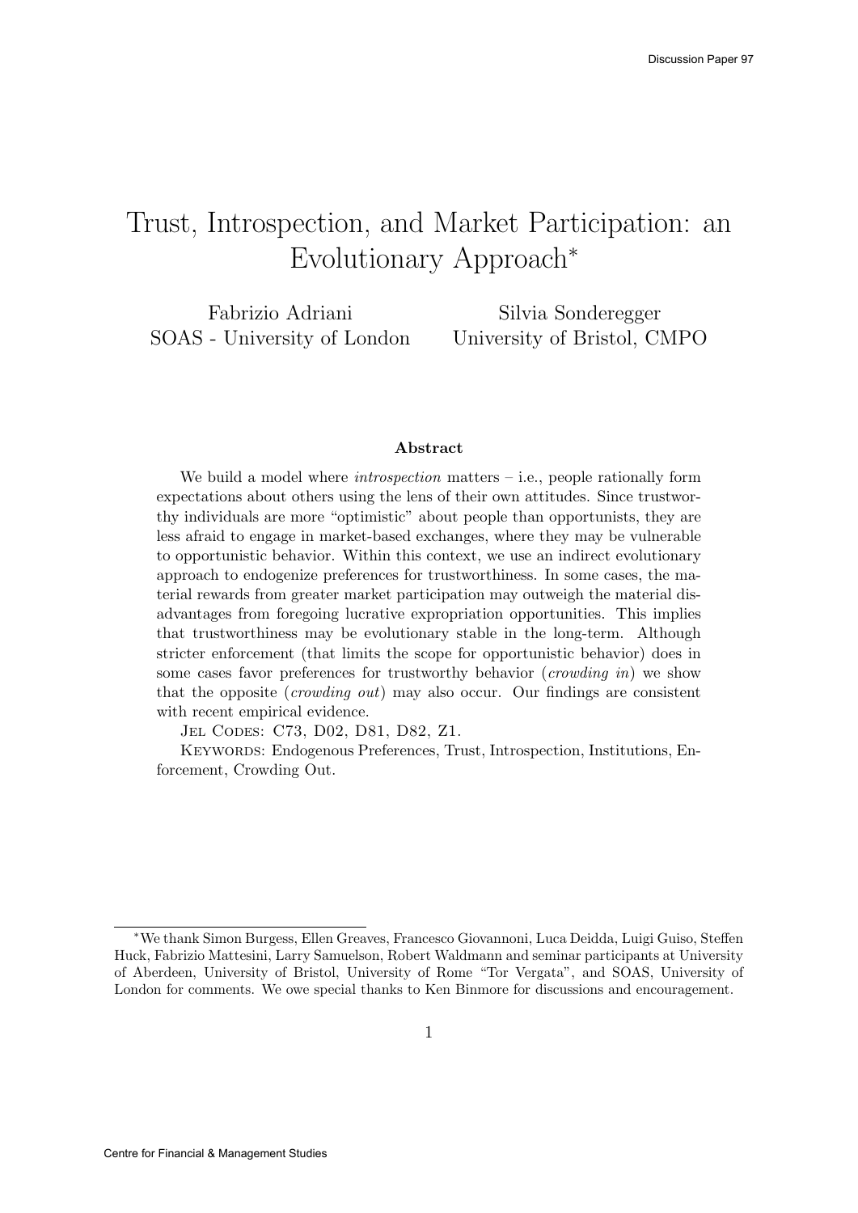# Trust, Introspection, and Market Participation: an Evolutionary Approach*

Fabrizio Adriani
SOAS - University of London

Silvia Sonderegger
University of Bristol, CMPO

### Abstract

We build a model where *introspection* matters – i.e., people rationally form expectations about others using the lens of their own attitudes. Since trustworthy individuals are more "optimistic" about people than opportunists, they are less afraid to engage in market-based exchanges, where they may be vulnerable to opportunistic behavior. Within this context, we use an indirect evolutionary approach to endogenize preferences for trustworthiness. In some cases, the material rewards from greater market participation may outweigh the material disadvantages from foregoing lucrative expropriation opportunities. This implies that trustworthiness may be evolutionary stable in the long-term. Although stricter enforcement (that limits the scope for opportunistic behavior) does in some cases favor preferences for trustworthy behavior (*crowding in*) we show that the opposite (*crowding out*) may also occur. Our findings are consistent with recent empirical evidence.

JEL CODES: C73, D02, D81, D82, Z1.

KEYWORDS: Endogenous Preferences, Trust, Introspection, Institutions, Enforcement, Crowding Out.

---

*We thank Simon Burgess, Ellen Greaves, Francesco Giovannoni, Luca Deidda, Luigi Guiso, Steffen Huck, Fabrizio Mattesini, Larry Samuelson, Robert Waldmann and seminar participants at University of Aberdeen, University of Bristol, University of Rome "Tor Vergata", and SOAS, University of London for comments. We owe special thanks to Ken Binmore for discussions and encouragement.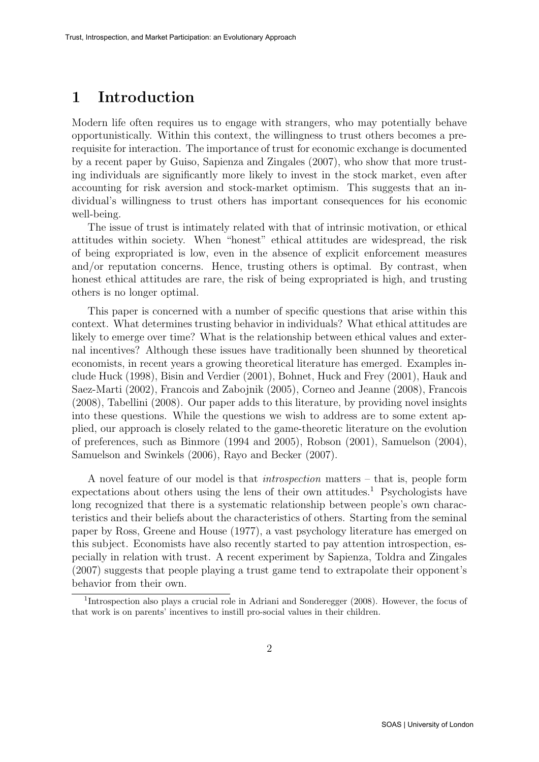# 1 Introduction

Modern life often requires us to engage with strangers, who may potentially behave opportunistically. Within this context, the willingness to trust others becomes a prerequisite for interaction. The importance of trust for economic exchange is documented by a recent paper by Guiso, Sapienza and Zingales (2007), who show that more trusting individuals are significantly more likely to invest in the stock market, even after accounting for risk aversion and stock-market optimism. This suggests that an individual's willingness to trust others has important consequences for his economic well-being.

The issue of trust is intimately related with that of intrinsic motivation, or ethical attitudes within society. When "honest" ethical attitudes are widespread, the risk of being expropriated is low, even in the absence of explicit enforcement measures and/or reputation concerns. Hence, trusting others is optimal. By contrast, when honest ethical attitudes are rare, the risk of being expropriated is high, and trusting others is no longer optimal.

This paper is concerned with a number of specific questions that arise within this context. What determines trusting behavior in individuals? What ethical attitudes are likely to emerge over time? What is the relationship between ethical values and external incentives? Although these issues have traditionally been shunned by theoretical economists, in recent years a growing theoretical literature has emerged. Examples include Huck (1998), Bisin and Verdier (2001), Bohnet, Huck and Frey (2001), Hauk and Saez-Marti (2002), Francois and Zabojnik (2005), Corneo and Jeanne (2008), Francois (2008), Tabellini (2008). Our paper adds to this literature, by providing novel insights into these questions. While the questions we wish to address are to some extent applied, our approach is closely related to the game-theoretic literature on the evolution of preferences, such as Binmore (1994 and 2005), Robson (2001), Samuelson (2004), Samuelson and Swinkels (2006), Rayo and Becker (2007).

A novel feature of our model is that *introspection* matters – that is, people form expectations about others using the lens of their own attitudes.[1] Psychologists have long recognized that there is a systematic relationship between people's own characteristics and their beliefs about the characteristics of others. Starting from the seminal paper by Ross, Greene and House (1977), a vast psychology literature has emerged on this subject. Economists have also recently started to pay attention introspection, especially in relation with trust. A recent experiment by Sapienza, Toldra and Zingales (2007) suggests that people playing a trust game tend to extrapolate their opponent's behavior from their own.

[1] Introspection also plays a crucial role in Adriani and Sonderegger (2008). However, the focus of that work is on parents' incentives to instill pro-social values in their children.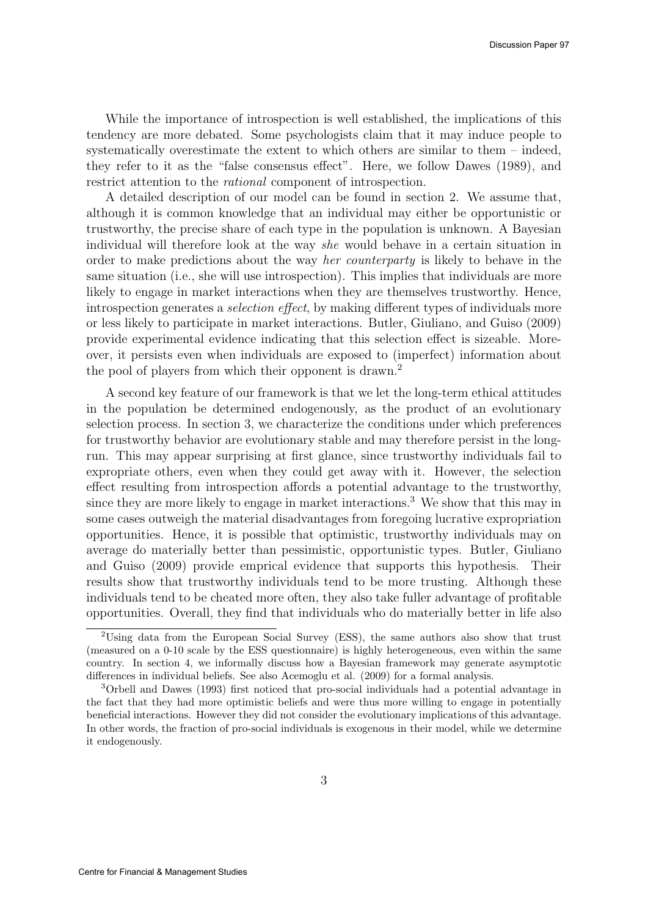While the importance of introspection is well established, the implications of this tendency are more debated. Some psychologists claim that it may induce people to systematically overestimate the extent to which others are similar to them – indeed, they refer to it as the "false consensus effect". Here, we follow Dawes (1989), and restrict attention to the *rational* component of introspection.

A detailed description of our model can be found in section 2. We assume that, although it is common knowledge that an individual may either be opportunistic or trustworthy, the precise share of each type in the population is unknown. A Bayesian individual will therefore look at the way *she* would behave in a certain situation in order to make predictions about the way *her counterparty* is likely to behave in the same situation (i.e., she will use introspection). This implies that individuals are more likely to engage in market interactions when they are themselves trustworthy. Hence, introspection generates a *selection effect*, by making different types of individuals more or less likely to participate in market interactions. Butler, Giuliano, and Guiso (2009) provide experimental evidence indicating that this selection effect is sizeable. Moreover, it persists even when individuals are exposed to (imperfect) information about the pool of players from which their opponent is drawn.[2]

A second key feature of our framework is that we let the long-term ethical attitudes in the population be determined endogenously, as the product of an evolutionary selection process. In section 3, we characterize the conditions under which preferences for trustworthy behavior are evolutionary stable and may therefore persist in the long-run. This may appear surprising at first glance, since trustworthy individuals fail to expropriate others, even when they could get away with it. However, the selection effect resulting from introspection affords a potential advantage to the trustworthy, since they are more likely to engage in market interactions.[3] We show that this may in some cases outweigh the material disadvantages from foregoing lucrative expropriation opportunities. Hence, it is possible that optimistic, trustworthy individuals may on average do materially better than pessimistic, opportunistic types. Butler, Giuliano and Guiso (2009) provide emprical evidence that supports this hypothesis. Their results show that trustworthy individuals tend to be more trusting. Although these individuals tend to be cheated more often, they also take fuller advantage of profitable opportunities. Overall, they find that individuals who do materially better in life also

[2]Using data from the European Social Survey (ESS), the same authors also show that trust (measured on a 0-10 scale by the ESS questionnaire) is highly heterogeneous, even within the same country. In section 4, we informally discuss how a Bayesian framework may generate asymptotic differences in individual beliefs. See also Acemoglu et al. (2009) for a formal analysis.

[3]Orbell and Dawes (1993) first noticed that pro-social individuals had a potential advantage in the fact that they had more optimistic beliefs and were thus more willing to engage in potentially beneficial interactions. However they did not consider the evolutionary implications of this advantage. In other words, the fraction of pro-social individuals is exogenous in their model, while we determine it endogenously.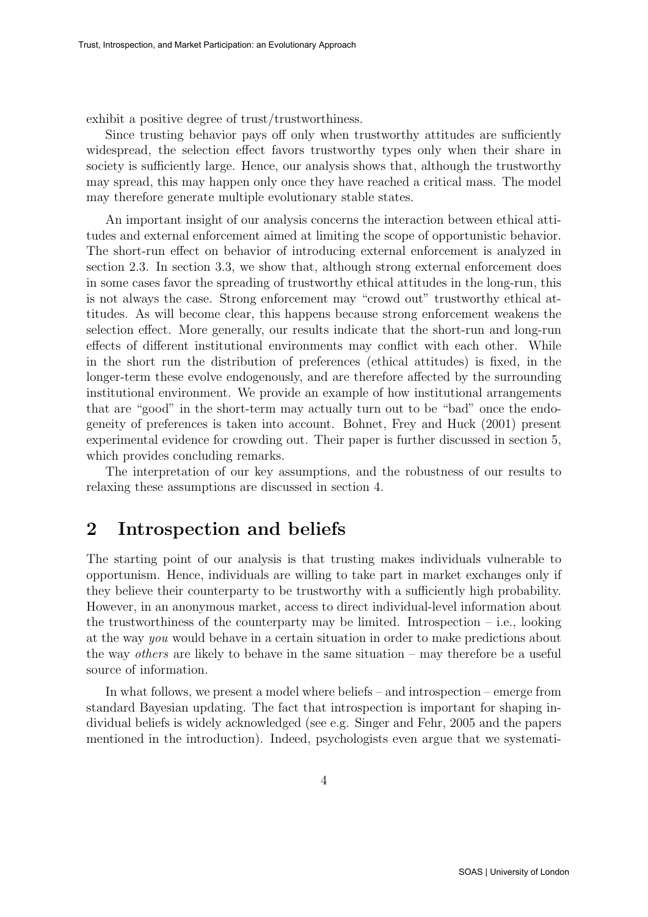exhibit a positive degree of trust/trustworthiness.

Since trusting behavior pays off only when trustworthy attitudes are sufficiently widespread, the selection effect favors trustworthy types only when their share in society is sufficiently large. Hence, our analysis shows that, although the trustworthy may spread, this may happen only once they have reached a critical mass. The model may therefore generate multiple evolutionary stable states.

An important insight of our analysis concerns the interaction between ethical attitudes and external enforcement aimed at limiting the scope of opportunistic behavior. The short-run effect on behavior of introducing external enforcement is analyzed in section 2.3. In section 3.3, we show that, although strong external enforcement does in some cases favor the spreading of trustworthy ethical attitudes in the long-run, this is not always the case. Strong enforcement may "crowd out" trustworthy ethical attitudes. As will become clear, this happens because strong enforcement weakens the selection effect. More generally, our results indicate that the short-run and long-run effects of different institutional environments may conflict with each other. While in the short run the distribution of preferences (ethical attitudes) is fixed, in the longer-term these evolve endogenously, and are therefore affected by the surrounding institutional environment. We provide an example of how institutional arrangements that are "good" in the short-term may actually turn out to be "bad" once the endogeneity of preferences is taken into account. Bohnet, Frey and Huck (2001) present experimental evidence for crowding out. Their paper is further discussed in section 5, which provides concluding remarks.

The interpretation of our key assumptions, and the robustness of our results to relaxing these assumptions are discussed in section 4.

## 2 Introspection and beliefs

The starting point of our analysis is that trusting makes individuals vulnerable to opportunism. Hence, individuals are willing to take part in market exchanges only if they believe their counterparty to be trustworthy with a sufficiently high probability. However, in an anonymous market, access to direct individual-level information about the trustworthiness of the counterparty may be limited. Introspection – i.e., looking at the way *you* would behave in a certain situation in order to make predictions about the way *others* are likely to behave in the same situation – may therefore be a useful source of information.

In what follows, we present a model where beliefs – and introspection – emerge from standard Bayesian updating. The fact that introspection is important for shaping individual beliefs is widely acknowledged (see e.g. Singer and Fehr, 2005 and the papers mentioned in the introduction). Indeed, psychologists even argue that we systemati-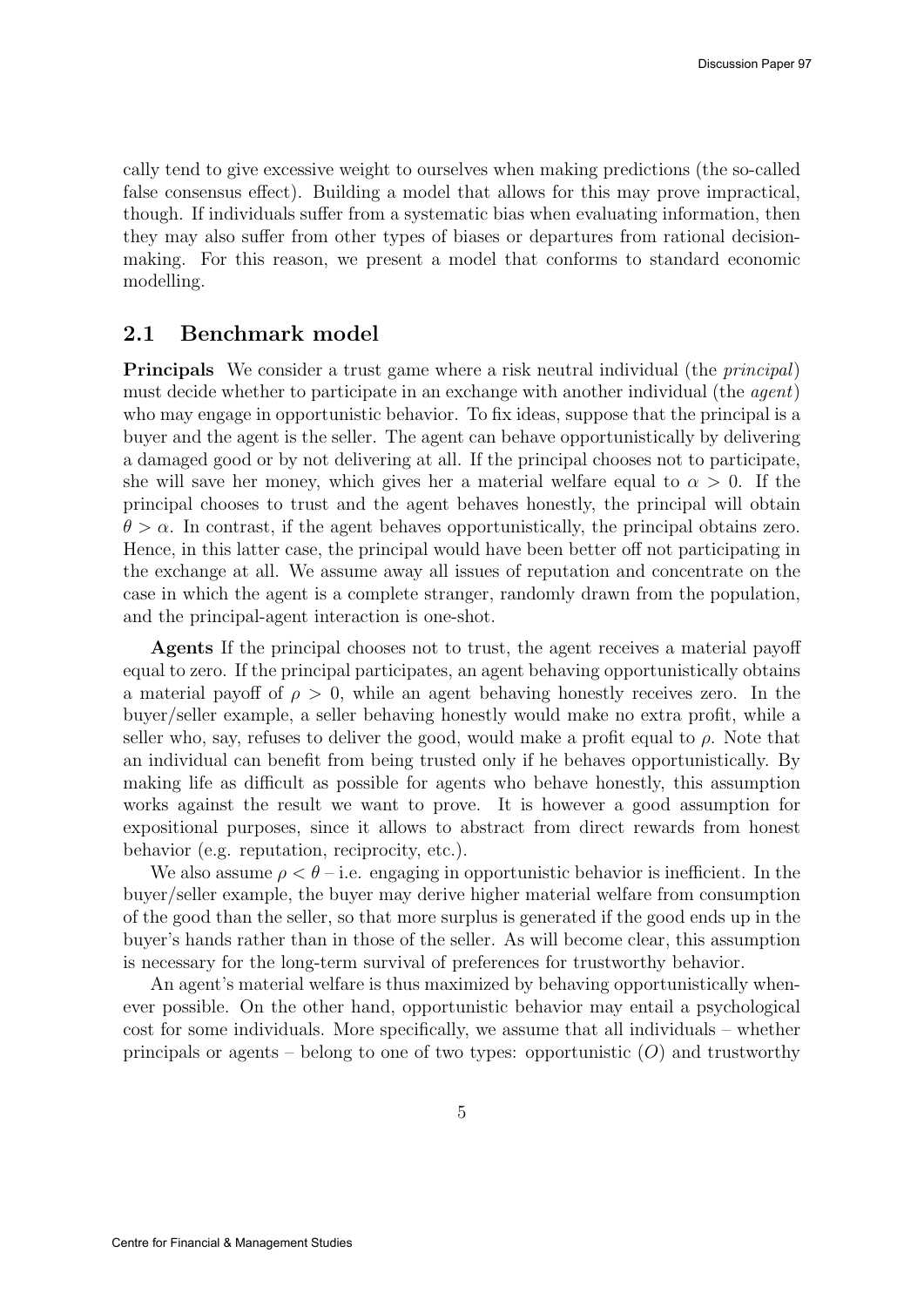cally tend to give excessive weight to ourselves when making predictions (the so-called false consensus effect). Building a model that allows for this may prove impractical, though. If individuals suffer from a systematic bias when evaluating information, then they may also suffer from other types of biases or departures from rational decision-making. For this reason, we present a model that conforms to standard economic modelling.

## 2.1 Benchmark model

**Principals** We consider a trust game where a risk neutral individual (the *principal*) must decide whether to participate in an exchange with another individual (the *agent*) who may engage in opportunistic behavior. To fix ideas, suppose that the principal is a buyer and the agent is the seller. The agent can behave opportunistically by delivering a damaged good or by not delivering at all. If the principal chooses not to participate, she will save her money, which gives her a material welfare equal to $\alpha > 0$. If the principal chooses to trust and the agent behaves honestly, the principal will obtain $\theta > \alpha$. In contrast, if the agent behaves opportunistically, the principal obtains zero. Hence, in this latter case, the principal would have been better off not participating in the exchange at all. We assume away all issues of reputation and concentrate on the case in which the agent is a complete stranger, randomly drawn from the population, and the principal-agent interaction is one-shot.

**Agents** If the principal chooses not to trust, the agent receives a material payoff equal to zero. If the principal participates, an agent behaving opportunistically obtains a material payoff of $\rho > 0$, while an agent behaving honestly receives zero. In the buyer/seller example, a seller behaving honestly would make no extra profit, while a seller who, say, refuses to deliver the good, would make a profit equal to $\rho$. Note that an individual can benefit from being trusted only if he behaves opportunistically. By making life as difficult as possible for agents who behave honestly, this assumption works against the result we want to prove. It is however a good assumption for expositional purposes, since it allows to abstract from direct rewards from honest behavior (e.g. reputation, reciprocity, etc.).

We also assume $\rho < \theta$ – i.e. engaging in opportunistic behavior is inefficient. In the buyer/seller example, the buyer may derive higher material welfare from consumption of the good than the seller, so that more surplus is generated if the good ends up in the buyer's hands rather than in those of the seller. As will become clear, this assumption is necessary for the long-term survival of preferences for trustworthy behavior.

An agent's material welfare is thus maximized by behaving opportunistically whenever possible. On the other hand, opportunistic behavior may entail a psychological cost for some individuals. More specifically, we assume that all individuals – whether principals or agents – belong to one of two types: opportunistic ($O$) and trustworthy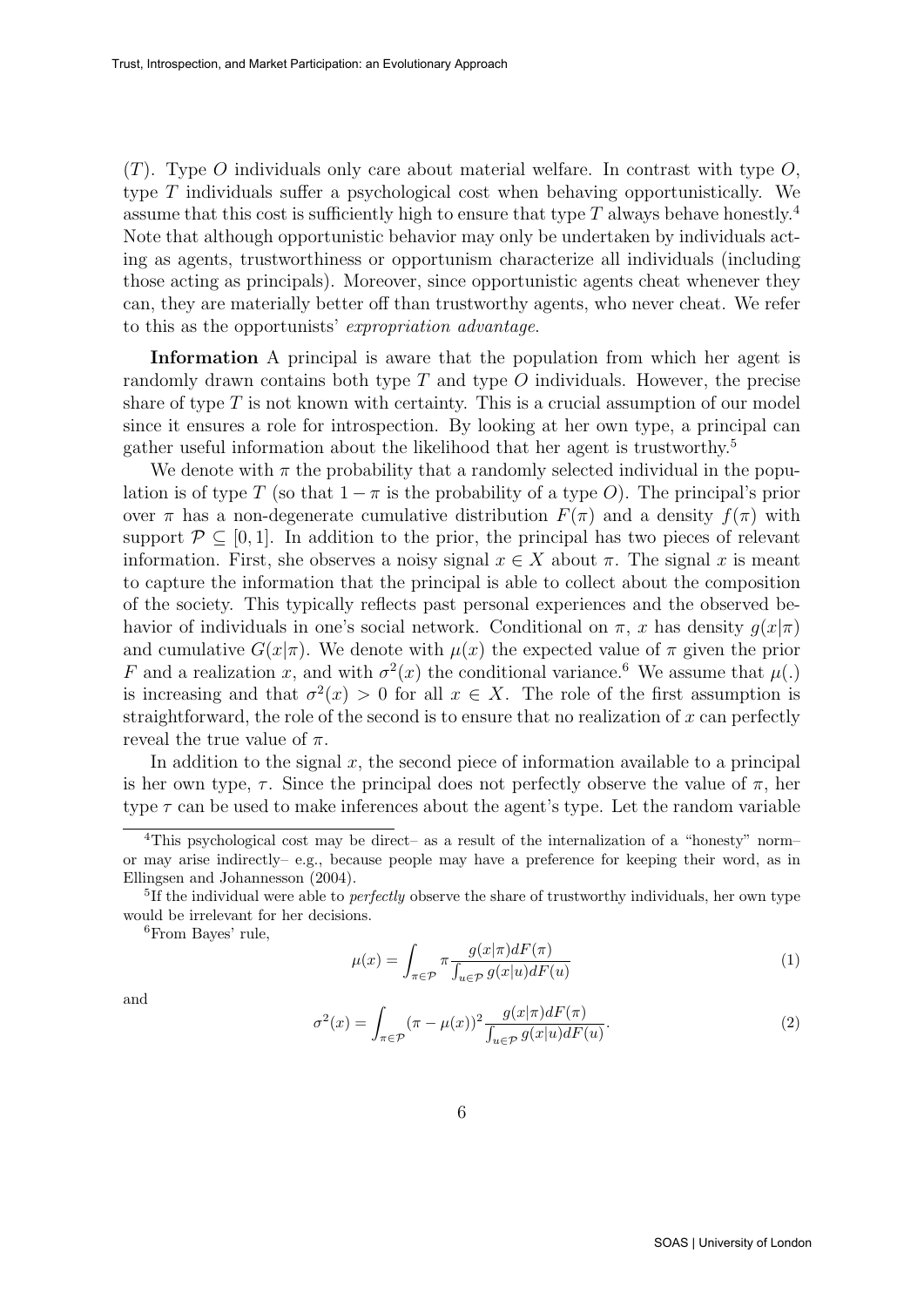($T$). Type $O$ individuals only care about material welfare. In contrast with type $O$, type $T$ individuals suffer a psychological cost when behaving opportunistically. We assume that this cost is sufficiently high to ensure that type $T$ always behave honestly.[4] Note that although opportunistic behavior may only be undertaken by individuals acting as agents, trustworthiness or opportunism characterize all individuals (including those acting as principals). Moreover, since opportunistic agents cheat whenever they can, they are materially better off than trustworthy agents, who never cheat. We refer to this as the opportunists' *expropriation advantage*.

**Information** A principal is aware that the population from which her agent is randomly drawn contains both type $T$ and type $O$ individuals. However, the precise share of type $T$ is not known with certainty. This is a crucial assumption of our model since it ensures a role for introspection. By looking at her own type, a principal can gather useful information about the likelihood that her agent is trustworthy.[5]

We denote with $\pi$ the probability that a randomly selected individual in the population is of type $T$ (so that $1 - \pi$ is the probability of a type $O$). The principal's prior over $\pi$ has a non-degenerate cumulative distribution $F(\pi)$ and a density $f(\pi)$ with support $\mathcal{P} \subseteq [0, 1]$. In addition to the prior, the principal has two pieces of relevant information. First, she observes a noisy signal $x \in X$ about $\pi$. The signal $x$ is meant to capture the information that the principal is able to collect about the composition of the society. This typically reflects past personal experiences and the observed behavior of individuals in one's social network. Conditional on $\pi$, $x$ has density $g(x|\pi)$ and cumulative $G(x|\pi)$. We denote with $\mu(x)$ the expected value of $\pi$ given the prior $F$ and a realization $x$, and with $\sigma^2(x)$ the conditional variance.[6] We assume that $\mu(.)$ is increasing and that $\sigma^2(x) > 0$ for all $x \in X$. The role of the first assumption is straightforward, the role of the second is to ensure that no realization of $x$ can perfectly reveal the true value of $\pi$.

In addition to the signal $x$, the second piece of information available to a principal is her own type, $\tau$. Since the principal does not perfectly observe the value of $\pi$, her type $\tau$ can be used to make inferences about the agent's type. Let the random variable

[4] This psychological cost may be direct– as a result of the internalization of a "honesty" norm– or may arise indirectly– e.g., because people may have a preference for keeping their word, as in Ellingsen and Johannesson (2004).

[5] If the individual were able to *perfectly* observe the share of trustworthy individuals, her own type would be irrelevant for her decisions.

[6] From Bayes' rule,

$$\mu(x) = \int_{\pi \in \mathcal{P}} \pi \frac{g(x|\pi)dF(\pi)}{\int_{u \in \mathcal{P}} g(x|u)dF(u)} \tag{1}$$

and

$$\sigma^2(x) = \int_{\pi \in \mathcal{P}} (\pi - \mu(x))^2 \frac{g(x|\pi)dF(\pi)}{\int_{u \in \mathcal{P}} g(x|u)dF(u)}. \tag{2}$$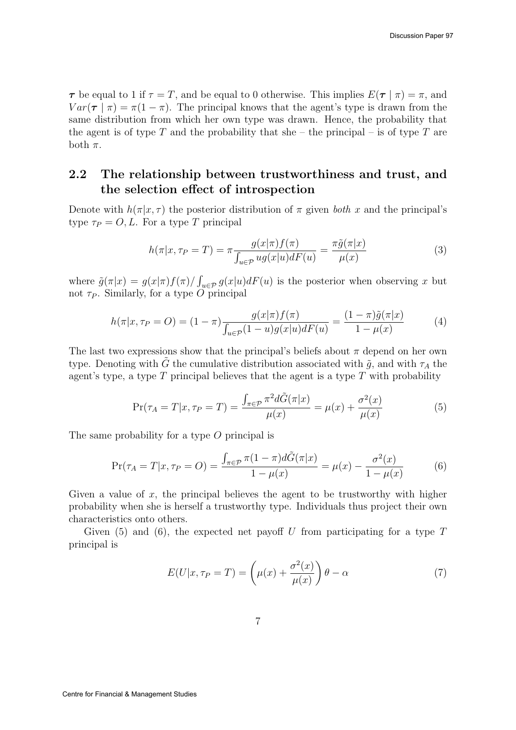$\boldsymbol{\tau}$ be equal to 1 if $\tau = T$, and be equal to 0 otherwise. This implies $E(\boldsymbol{\tau} \mid \pi) = \pi$, and $Var(\boldsymbol{\tau} \mid \pi) = \pi(1-\pi)$. The principal knows that the agent's type is drawn from the same distribution from which her own type was drawn. Hence, the probability that the agent is of type $T$ and the probability that she – the principal – is of type $T$ are both $\pi$.

## 2.2 The relationship between trustworthiness and trust, and the selection effect of introspection

Denote with $h(\pi|x,\tau)$ the posterior distribution of $\pi$ given *both* $x$ and the principal's type $\tau_P = O, L$. For a type $T$ principal

$$h(\pi|x, \tau_P = T) = \pi \frac{g(x|\pi)f(\pi)}{\int_{u\in\mathcal{P}} u g(x|u)dF(u)} = \frac{\pi \tilde{g}(\pi|x)}{\mu(x)} \tag{3}$$

where $\tilde{g}(\pi|x) = g(x|\pi)f(\pi)/\int_{u\in\mathcal{P}} g(x|u)dF(u)$ is the posterior when observing $x$ but not $\tau_P$. Similarly, for a type $O$ principal

$$h(\pi|x, \tau_P = O) = (1-\pi)\frac{g(x|\pi)f(\pi)}{\int_{u\in\mathcal{P}}(1-u)g(x|u)dF(u)} = \frac{(1-\pi)\tilde{g}(\pi|x)}{1-\mu(x)} \tag{4}$$

The last two expressions show that the principal's beliefs about $\pi$ depend on her own type. Denoting with $\tilde{G}$ the cumulative distribution associated with $\tilde{g}$, and with $\tau_A$ the agent's type, a type $T$ principal believes that the agent is a type $T$ with probability

$$\Pr(\tau_A = T|x, \tau_P = T) = \frac{\int_{\pi\in\mathcal{P}} \pi^2 d\tilde{G}(\pi|x)}{\mu(x)} = \mu(x) + \frac{\sigma^2(x)}{\mu(x)} \tag{5}$$

The same probability for a type $O$ principal is

$$\Pr(\tau_A = T|x, \tau_P = O) = \frac{\int_{\pi\in\mathcal{P}} \pi(1-\pi) d\tilde{G}(\pi|x)}{1-\mu(x)} = \mu(x) - \frac{\sigma^2(x)}{1-\mu(x)} \tag{6}$$

Given a value of $x$, the principal believes the agent to be trustworthy with higher probability when she is herself a trustworthy type. Individuals thus project their own characteristics onto others.

Given (5) and (6), the expected net payoff $U$ from participating for a type $T$ principal is

$$E(U|x, \tau_P = T) = \left(\mu(x) + \frac{\sigma^2(x)}{\mu(x)}\right)\theta - \alpha \tag{7}$$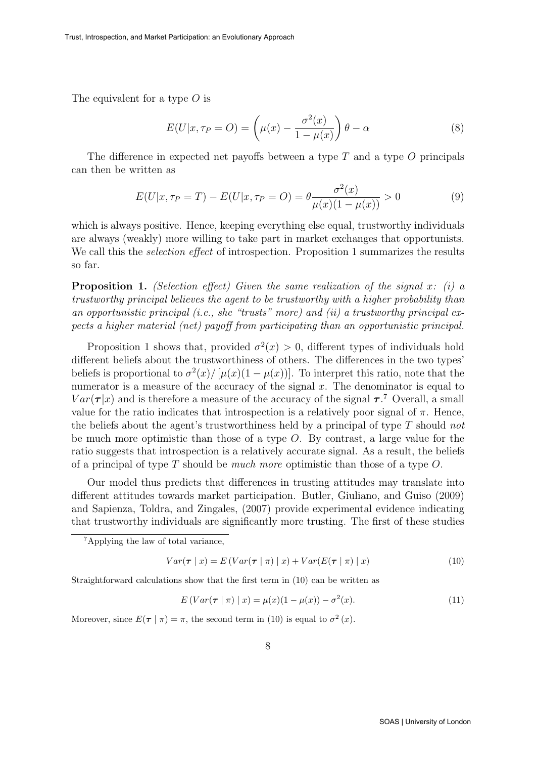The equivalent for a type $O$ is

$$E(U|x, \tau_P = O) = \left(\mu(x) - \frac{\sigma^2(x)}{1 - \mu(x)}\right)\theta - \alpha \tag{8}$$

The difference in expected net payoffs between a type $T$ and a type $O$ principals can then be written as

$$E(U|x, \tau_P = T) - E(U|x, \tau_P = O) = \theta \frac{\sigma^2(x)}{\mu(x)(1 - \mu(x))} > 0 \tag{9}$$

which is always positive. Hence, keeping everything else equal, trustworthy individuals are always (weakly) more willing to take part in market exchanges that opportunists. We call this the *selection effect* of introspection. Proposition 1 summarizes the results so far.

**Proposition 1.** *(Selection effect) Given the same realization of the signal $x$: (i) a trustworthy principal believes the agent to be trustworthy with a higher probability than an opportunistic principal (i.e., she "trusts" more) and (ii) a trustworthy principal expects a higher material (net) payoff from participating than an opportunistic principal.*

Proposition 1 shows that, provided $\sigma^2(x) > 0$, different types of individuals hold different beliefs about the trustworthiness of others. The differences in the two types' beliefs is proportional to $\sigma^2(x)/[\mu(x)(1 - \mu(x))]$. To interpret this ratio, note that the numerator is a measure of the accuracy of the signal $x$. The denominator is equal to $Var(\boldsymbol{\tau}|x)$ and is therefore a measure of the accuracy of the signal $\boldsymbol{\tau}$.[7] Overall, a small value for the ratio indicates that introspection is a relatively poor signal of $\pi$. Hence, the beliefs about the agent's trustworthiness held by a principal of type $T$ should *not* be much more optimistic than those of a type $O$. By contrast, a large value for the ratio suggests that introspection is a relatively accurate signal. As a result, the beliefs of a principal of type $T$ should be *much more* optimistic than those of a type $O$.

Our model thus predicts that differences in trusting attitudes may translate into different attitudes towards market participation. Butler, Giuliano, and Guiso (2009) and Sapienza, Toldra, and Zingales, (2007) provide experimental evidence indicating that trustworthy individuals are significantly more trusting. The first of these studies

---

[7] Applying the law of total variance,

$$Var(\boldsymbol{\tau} \mid x) = E\left(Var(\boldsymbol{\tau} \mid \pi) \mid x\right) + Var(E(\boldsymbol{\tau} \mid \pi) \mid x) \tag{10}$$

Straightforward calculations show that the first term in (10) can be written as

$$E\left(Var(\boldsymbol{\tau} \mid \pi) \mid x\right) = \mu(x)(1 - \mu(x)) - \sigma^2(x). \tag{11}$$

Moreover, since $E(\boldsymbol{\tau} \mid \pi) = \pi$, the second term in (10) is equal to $\sigma^2(x)$.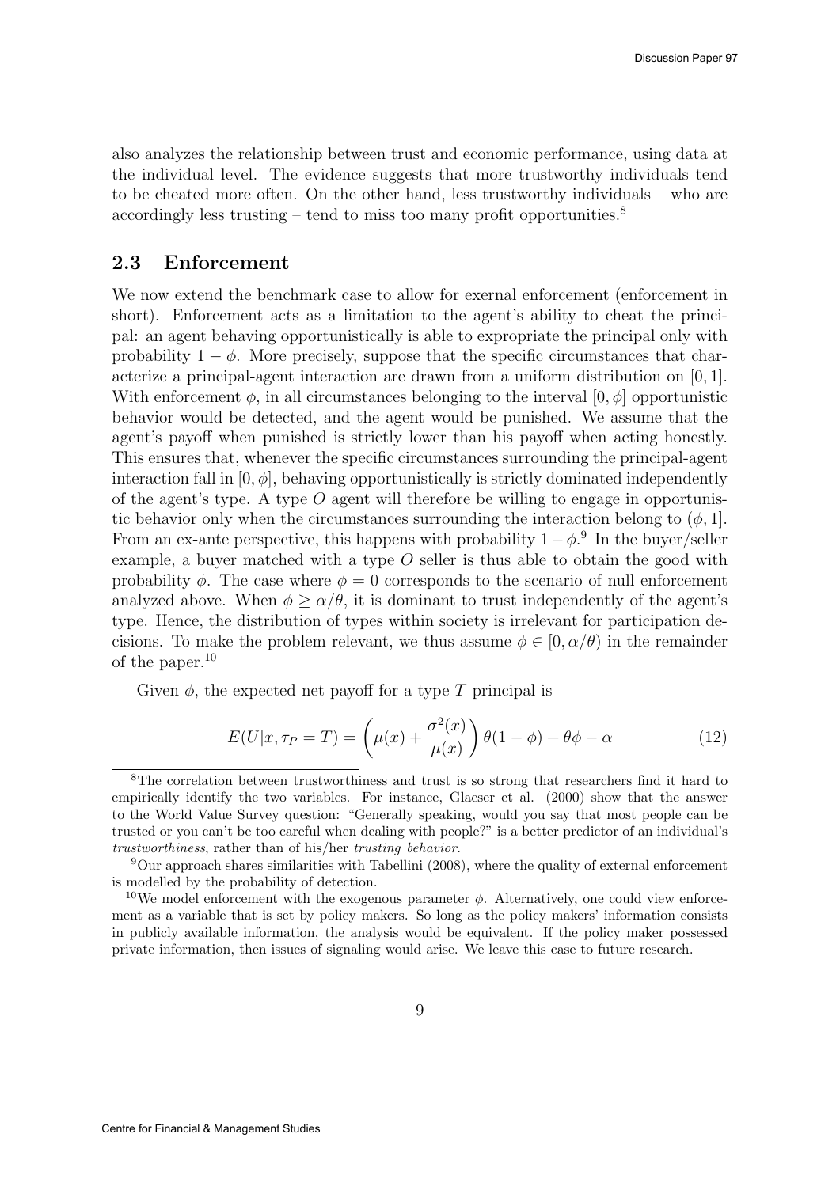also analyzes the relationship between trust and economic performance, using data at the individual level. The evidence suggests that more trustworthy individuals tend to be cheated more often. On the other hand, less trustworthy individuals – who are accordingly less trusting – tend to miss too many profit opportunities.[8]

## 2.3 Enforcement

We now extend the benchmark case to allow for exernal enforcement (enforcement in short). Enforcement acts as a limitation to the agent's ability to cheat the principal: an agent behaving opportunistically is able to expropriate the principal only with probability $1 - \phi$. More precisely, suppose that the specific circumstances that characterize a principal-agent interaction are drawn from a uniform distribution on $[0, 1]$. With enforcement $\phi$, in all circumstances belonging to the interval $[0, \phi]$ opportunistic behavior would be detected, and the agent would be punished. We assume that the agent's payoff when punished is strictly lower than his payoff when acting honestly. This ensures that, whenever the specific circumstances surrounding the principal-agent interaction fall in $[0, \phi]$, behaving opportunistically is strictly dominated independently of the agent's type. A type $O$ agent will therefore be willing to engage in opportunistic behavior only when the circumstances surrounding the interaction belong to $(\phi, 1]$. From an ex-ante perspective, this happens with probability $1 - \phi$.[9] In the buyer/seller example, a buyer matched with a type $O$ seller is thus able to obtain the good with probability $\phi$. The case where $\phi = 0$ corresponds to the scenario of null enforcement analyzed above. When $\phi \geq \alpha/\theta$, it is dominant to trust independently of the agent's type. Hence, the distribution of types within society is irrelevant for participation decisions. To make the problem relevant, we thus assume $\phi \in [0, \alpha/\theta)$ in the remainder of the paper.[10]

Given $\phi$, the expected net payoff for a type $T$ principal is

$$E(U|x, \tau_P = T) = \left(\mu(x) + \frac{\sigma^2(x)}{\mu(x)}\right)\theta(1 - \phi) + \theta\phi - \alpha \tag{12}$$

[8] The correlation between trustworthiness and trust is so strong that researchers find it hard to empirically identify the two variables. For instance, Glaeser et al. (2000) show that the answer to the World Value Survey question: "Generally speaking, would you say that most people can be trusted or you can't be too careful when dealing with people?" is a better predictor of an individual's *trustworthiness*, rather than of his/her *trusting behavior*.

[9] Our approach shares similarities with Tabellini (2008), where the quality of external enforcement is modelled by the probability of detection.

[10] We model enforcement with the exogenous parameter $\phi$. Alternatively, one could view enforcement as a variable that is set by policy makers. So long as the policy makers' information consists in publicly available information, the analysis would be equivalent. If the policy maker possessed private information, then issues of signaling would arise. We leave this case to future research.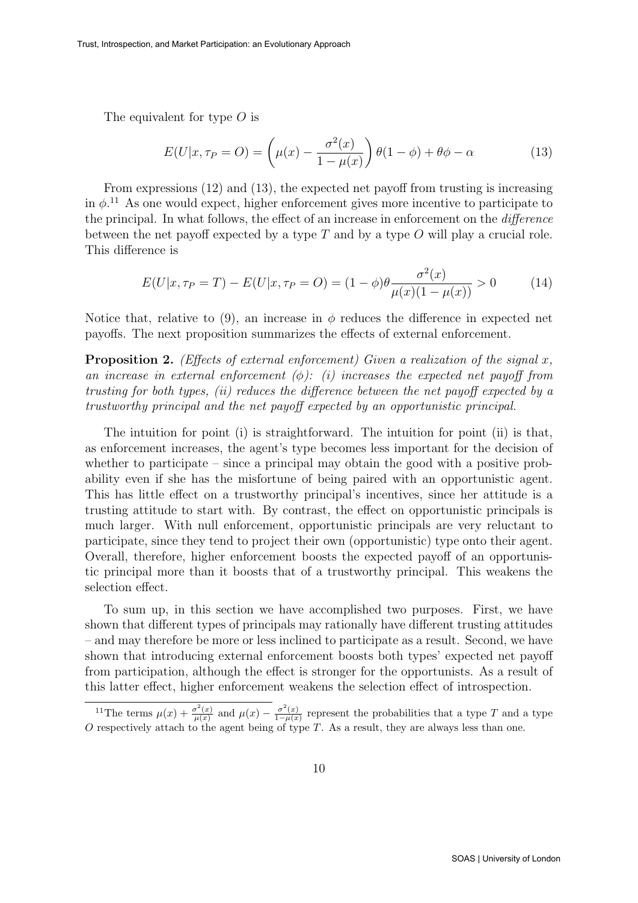The equivalent for type $O$ is

$$E(U|x, \tau_P = O) = \left(\mu(x) - \frac{\sigma^2(x)}{1 - \mu(x)}\right)\theta(1 - \phi) + \theta\phi - \alpha \tag{13}$$

From expressions (12) and (13), the expected net payoff from trusting is increasing in $\phi$.[11] As one would expect, higher enforcement gives more incentive to participate to the principal. In what follows, the effect of an increase in enforcement on the *difference* between the net payoff expected by a type $T$ and by a type $O$ will play a crucial role. This difference is

$$E(U|x, \tau_P = T) - E(U|x, \tau_P = O) = (1 - \phi)\theta \frac{\sigma^2(x)}{\mu(x)(1 - \mu(x))} > 0 \tag{14}$$

Notice that, relative to (9), an increase in $\phi$ reduces the difference in expected net payoffs. The next proposition summarizes the effects of external enforcement.

**Proposition 2.** *(Effects of external enforcement) Given a realization of the signal $x$, an increase in external enforcement ($\phi$): (i) increases the expected net payoff from trusting for both types, (ii) reduces the difference between the net payoff expected by a trustworthy principal and the net payoff expected by an opportunistic principal.*

The intuition for point (i) is straightforward. The intuition for point (ii) is that, as enforcement increases, the agent's type becomes less important for the decision of whether to participate – since a principal may obtain the good with a positive probability even if she has the misfortune of being paired with an opportunistic agent. This has little effect on a trustworthy principal's incentives, since her attitude is a trusting attitude to start with. By contrast, the effect on opportunistic principals is much larger. With null enforcement, opportunistic principals are very reluctant to participate, since they tend to project their own (opportunistic) type onto their agent. Overall, therefore, higher enforcement boosts the expected payoff of an opportunistic principal more than it boosts that of a trustworthy principal. This weakens the selection effect.

To sum up, in this section we have accomplished two purposes. First, we have shown that different types of principals may rationally have different trusting attitudes – and may therefore be more or less inclined to participate as a result. Second, we have shown that introducing external enforcement boosts both types' expected net payoff from participation, although the effect is stronger for the opportunists. As a result of this latter effect, higher enforcement weakens the selection effect of introspection.

[11] The terms $\mu(x) + \frac{\sigma^2(x)}{\mu(x)}$ and $\mu(x) - \frac{\sigma^2(x)}{1-\mu(x)}$ represent the probabilities that a type $T$ and a type $O$ respectively attach to the agent being of type $T$. As a result, they are always less than one.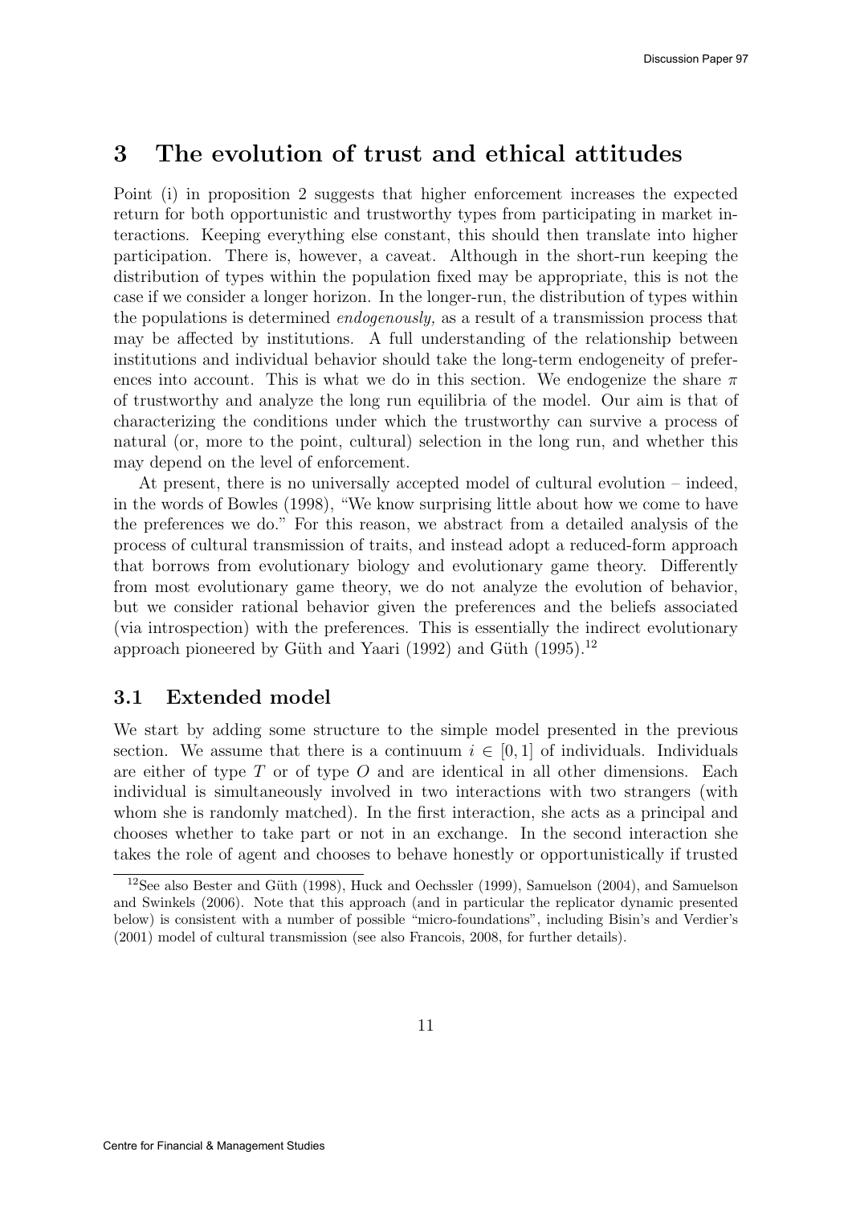# 3 The evolution of trust and ethical attitudes

Point (i) in proposition 2 suggests that higher enforcement increases the expected return for both opportunistic and trustworthy types from participating in market interactions. Keeping everything else constant, this should then translate into higher participation. There is, however, a caveat. Although in the short-run keeping the distribution of types within the population fixed may be appropriate, this is not the case if we consider a longer horizon. In the longer-run, the distribution of types within the populations is determined *endogenously,* as a result of a transmission process that may be affected by institutions. A full understanding of the relationship between institutions and individual behavior should take the long-term endogeneity of preferences into account. This is what we do in this section. We endogenize the share $\pi$ of trustworthy and analyze the long run equilibria of the model. Our aim is that of characterizing the conditions under which the trustworthy can survive a process of natural (or, more to the point, cultural) selection in the long run, and whether this may depend on the level of enforcement.

At present, there is no universally accepted model of cultural evolution – indeed, in the words of Bowles (1998), "We know surprising little about how we come to have the preferences we do." For this reason, we abstract from a detailed analysis of the process of cultural transmission of traits, and instead adopt a reduced-form approach that borrows from evolutionary biology and evolutionary game theory. Differently from most evolutionary game theory, we do not analyze the evolution of behavior, but we consider rational behavior given the preferences and the beliefs associated (via introspection) with the preferences. This is essentially the indirect evolutionary approach pioneered by Güth and Yaari (1992) and Güth (1995).[12]

## 3.1 Extended model

We start by adding some structure to the simple model presented in the previous section. We assume that there is a continuum $i \in [0, 1]$ of individuals. Individuals are either of type $T$ or of type $O$ and are identical in all other dimensions. Each individual is simultaneously involved in two interactions with two strangers (with whom she is randomly matched). In the first interaction, she acts as a principal and chooses whether to take part or not in an exchange. In the second interaction she takes the role of agent and chooses to behave honestly or opportunistically if trusted

[12] See also Bester and Güth (1998), Huck and Oechssler (1999), Samuelson (2004), and Samuelson and Swinkels (2006). Note that this approach (and in particular the replicator dynamic presented below) is consistent with a number of possible "micro-foundations", including Bisin's and Verdier's (2001) model of cultural transmission (see also Francois, 2008, for further details).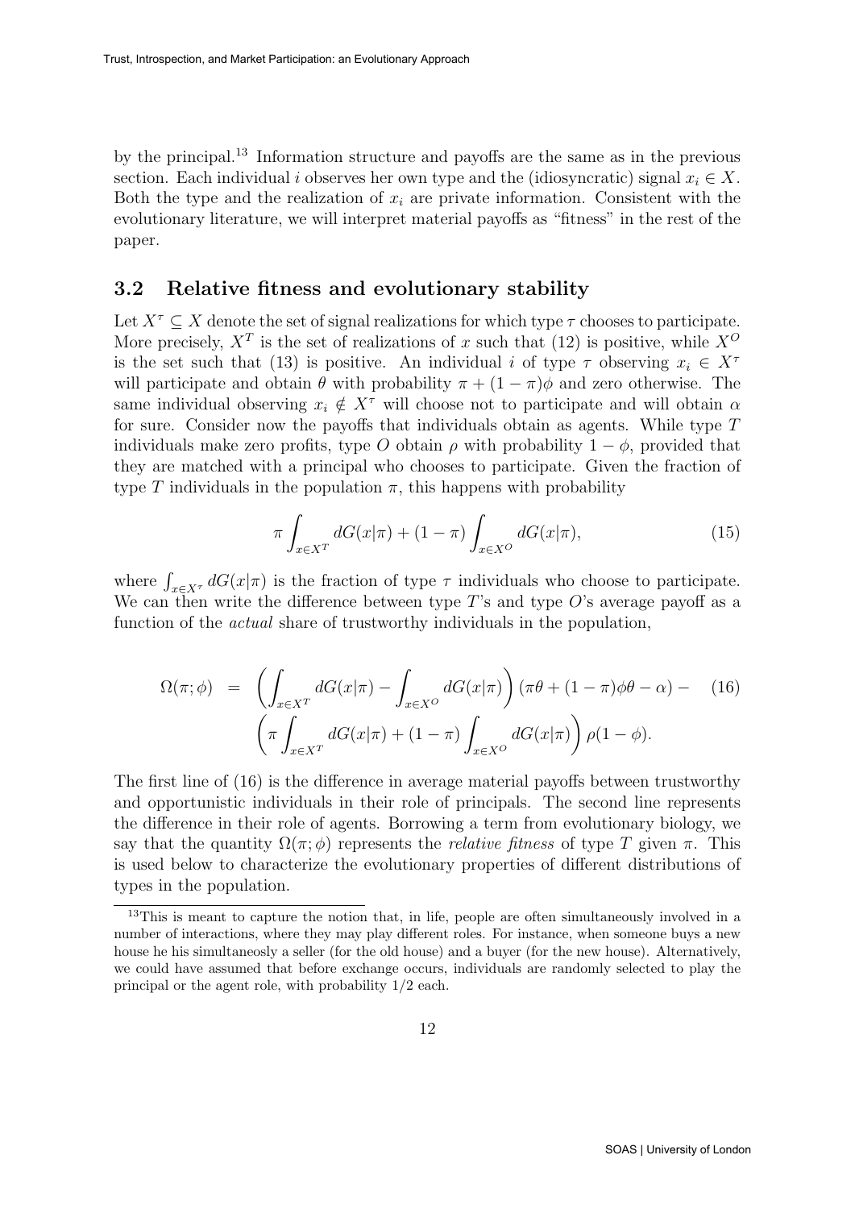by the principal.[13] Information structure and payoffs are the same as in the previous section. Each individual $i$ observes her own type and the (idiosyncratic) signal $x_i \in X$. Both the type and the realization of $x_i$ are private information. Consistent with the evolutionary literature, we will interpret material payoffs as "fitness" in the rest of the paper.

## 3.2 Relative fitness and evolutionary stability

Let $X^\tau \subseteq X$ denote the set of signal realizations for which type $\tau$ chooses to participate. More precisely, $X^T$ is the set of realizations of $x$ such that (12) is positive, while $X^O$ is the set such that (13) is positive. An individual $i$ of type $\tau$ observing $x_i \in X^\tau$ will participate and obtain $\theta$ with probability $\pi + (1-\pi)\phi$ and zero otherwise. The same individual observing $x_i \notin X^\tau$ will choose not to participate and will obtain $\alpha$ for sure. Consider now the payoffs that individuals obtain as agents. While type $T$ individuals make zero profits, type $O$ obtain $\rho$ with probability $1-\phi$, provided that they are matched with a principal who chooses to participate. Given the fraction of type $T$ individuals in the population $\pi$, this happens with probability

$$\pi \int_{x \in X^T} dG(x|\pi) + (1-\pi) \int_{x \in X^O} dG(x|\pi), \tag{15}$$

where $\int_{x \in X^\tau} dG(x|\pi)$ is the fraction of type $\tau$ individuals who choose to participate. We can then write the difference between type $T$'s and type $O$'s average payoff as a function of the *actual* share of trustworthy individuals in the population,

$$\begin{aligned} \Omega(\pi;\phi) &= \left( \int_{x \in X^T} dG(x|\pi) - \int_{x \in X^O} dG(x|\pi) \right) (\pi\theta + (1-\pi)\phi\theta - \alpha) - \\ & \left( \pi \int_{x \in X^T} dG(x|\pi) + (1-\pi) \int_{x \in X^O} dG(x|\pi) \right) \rho(1-\phi). \end{aligned} \tag{16}$$

The first line of (16) is the difference in average material payoffs between trustworthy and opportunistic individuals in their role of principals. The second line represents the difference in their role of agents. Borrowing a term from evolutionary biology, we say that the quantity $\Omega(\pi;\phi)$ represents the *relative fitness* of type $T$ given $\pi$. This is used below to characterize the evolutionary properties of different distributions of types in the population.

[13] This is meant to capture the notion that, in life, people are often simultaneously involved in a number of interactions, where they may play different roles. For instance, when someone buys a new house he his simultaneosly a seller (for the old house) and a buyer (for the new house). Alternatively, we could have assumed that before exchange occurs, individuals are randomly selected to play the principal or the agent role, with probability 1/2 each.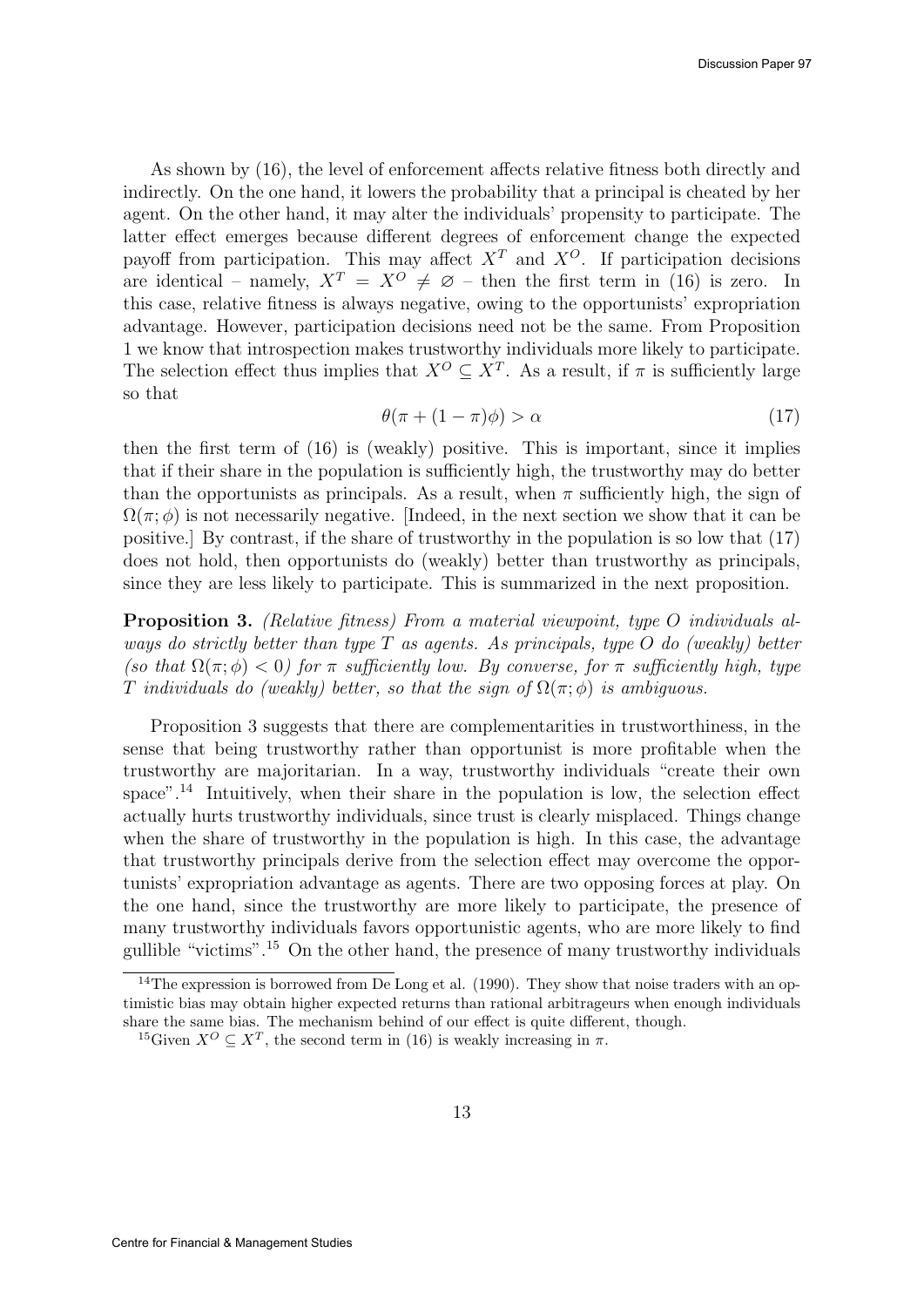As shown by (16), the level of enforcement affects relative fitness both directly and indirectly. On the one hand, it lowers the probability that a principal is cheated by her agent. On the other hand, it may alter the individuals' propensity to participate. The latter effect emerges because different degrees of enforcement change the expected payoff from participation. This may affect $X^T$ and $X^O$. If participation decisions are identical – namely, $X^T = X^O \neq \varnothing$ – then the first term in (16) is zero. In this case, relative fitness is always negative, owing to the opportunists' expropriation advantage. However, participation decisions need not be the same. From Proposition 1 we know that introspection makes trustworthy individuals more likely to participate. The selection effect thus implies that $X^O \subseteq X^T$. As a result, if $\pi$ is sufficiently large so that

$$\theta(\pi + (1 - \pi)\phi) > \alpha \tag{17}$$

then the first term of (16) is (weakly) positive. This is important, since it implies that if their share in the population is sufficiently high, the trustworthy may do better than the opportunists as principals. As a result, when $\pi$ sufficiently high, the sign of $\Omega(\pi; \phi)$ is not necessarily negative. [Indeed, in the next section we show that it can be positive.] By contrast, if the share of trustworthy in the population is so low that (17) does not hold, then opportunists do (weakly) better than trustworthy as principals, since they are less likely to participate. This is summarized in the next proposition.

**Proposition 3.** *(Relative fitness) From a material viewpoint, type O individuals always do strictly better than type T as agents. As principals, type O do (weakly) better (so that $\Omega(\pi; \phi) < 0$) for $\pi$ sufficiently low. By converse, for $\pi$ sufficiently high, type T individuals do (weakly) better, so that the sign of $\Omega(\pi; \phi)$ is ambiguous.*

Proposition 3 suggests that there are complementarities in trustworthiness, in the sense that being trustworthy rather than opportunist is more profitable when the trustworthy are majoritarian. In a way, trustworthy individuals "create their own space".[14] Intuitively, when their share in the population is low, the selection effect actually hurts trustworthy individuals, since trust is clearly misplaced. Things change when the share of trustworthy in the population is high. In this case, the advantage that trustworthy principals derive from the selection effect may overcome the opportunists' expropriation advantage as agents. There are two opposing forces at play. On the one hand, since the trustworthy are more likely to participate, the presence of many trustworthy individuals favors opportunistic agents, who are more likely to find gullible "victims".[15] On the other hand, the presence of many trustworthy individuals

[14] The expression is borrowed from De Long et al. (1990). They show that noise traders with an optimistic bias may obtain higher expected returns than rational arbitrageurs when enough individuals share the same bias. The mechanism behind of our effect is quite different, though.

[15] Given $X^O \subseteq X^T$, the second term in (16) is weakly increasing in $\pi$.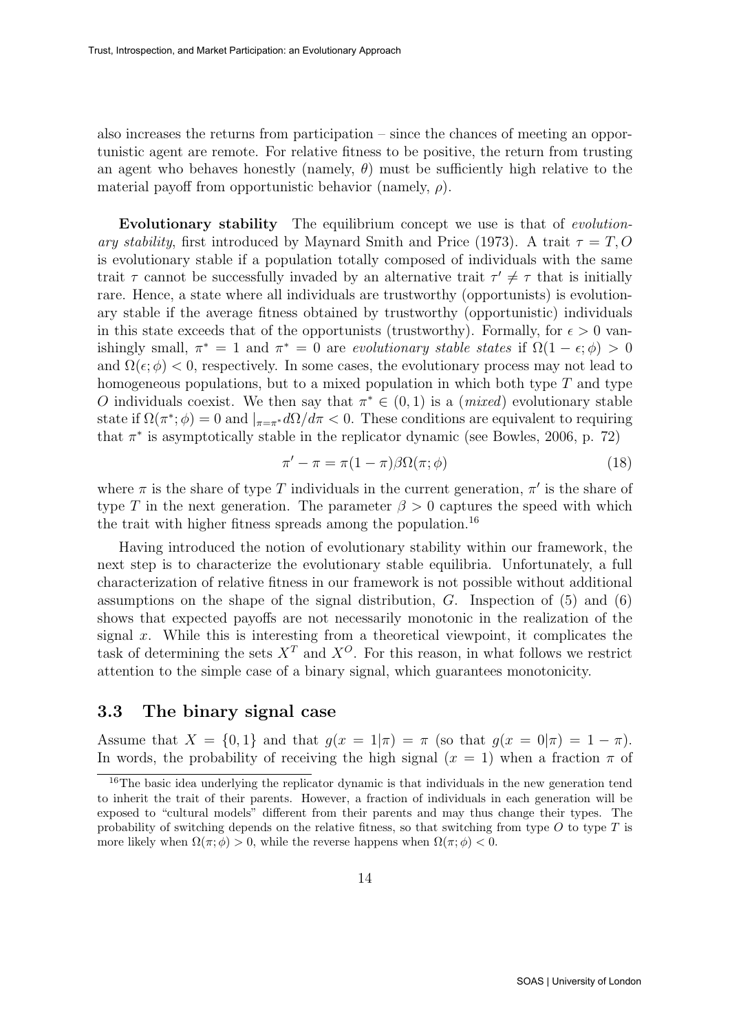also increases the returns from participation – since the chances of meeting an opportunistic agent are remote. For relative fitness to be positive, the return from trusting an agent who behaves honestly (namely, $\theta$) must be sufficiently high relative to the material payoff from opportunistic behavior (namely, $\rho$).

**Evolutionary stability** The equilibrium concept we use is that of *evolutionary stability*, first introduced by Maynard Smith and Price (1973). A trait $\tau = T, O$ is evolutionary stable if a population totally composed of individuals with the same trait $\tau$ cannot be successfully invaded by an alternative trait $\tau' \neq \tau$ that is initially rare. Hence, a state where all individuals are trustworthy (opportunists) is evolutionary stable if the average fitness obtained by trustworthy (opportunistic) individuals in this state exceeds that of the opportunists (trustworthy). Formally, for $\epsilon > 0$ vanishingly small, $\pi^* = 1$ and $\pi^* = 0$ are *evolutionary stable states* if $\Omega(1-\epsilon;\phi) > 0$ and $\Omega(\epsilon;\phi) < 0$, respectively. In some cases, the evolutionary process may not lead to homogeneous populations, but to a mixed population in which both type $T$ and type $O$ individuals coexist. We then say that $\pi^* \in (0,1)$ is a (*mixed*) evolutionary stable state if $\Omega(\pi^*;\phi) = 0$ and $|_{\pi=\pi^*} d\Omega/d\pi < 0$. These conditions are equivalent to requiring that $\pi^*$ is asymptotically stable in the replicator dynamic (see Bowles, 2006, p. 72)

$$\pi' - \pi = \pi(1-\pi)\beta\Omega(\pi;\phi) \tag{18}$$

where $\pi$ is the share of type $T$ individuals in the current generation, $\pi'$ is the share of type $T$ in the next generation. The parameter $\beta > 0$ captures the speed with which the trait with higher fitness spreads among the population.[16]

Having introduced the notion of evolutionary stability within our framework, the next step is to characterize the evolutionary stable equilibria. Unfortunately, a full characterization of relative fitness in our framework is not possible without additional assumptions on the shape of the signal distribution, $G$. Inspection of (5) and (6) shows that expected payoffs are not necessarily monotonic in the realization of the signal $x$. While this is interesting from a theoretical viewpoint, it complicates the task of determining the sets $X^T$ and $X^O$. For this reason, in what follows we restrict attention to the simple case of a binary signal, which guarantees monotonicity.

## 3.3 The binary signal case

Assume that $X = \{0,1\}$ and that $g(x=1|\pi) = \pi$ (so that $g(x=0|\pi) = 1-\pi$). In words, the probability of receiving the high signal ($x = 1$) when a fraction $\pi$ of

[16] The basic idea underlying the replicator dynamic is that individuals in the new generation tend to inherit the trait of their parents. However, a fraction of individuals in each generation will be exposed to "cultural models" different from their parents and may thus change their types. The probability of switching depends on the relative fitness, so that switching from type $O$ to type $T$ is more likely when $\Omega(\pi;\phi) > 0$, while the reverse happens when $\Omega(\pi;\phi) < 0$.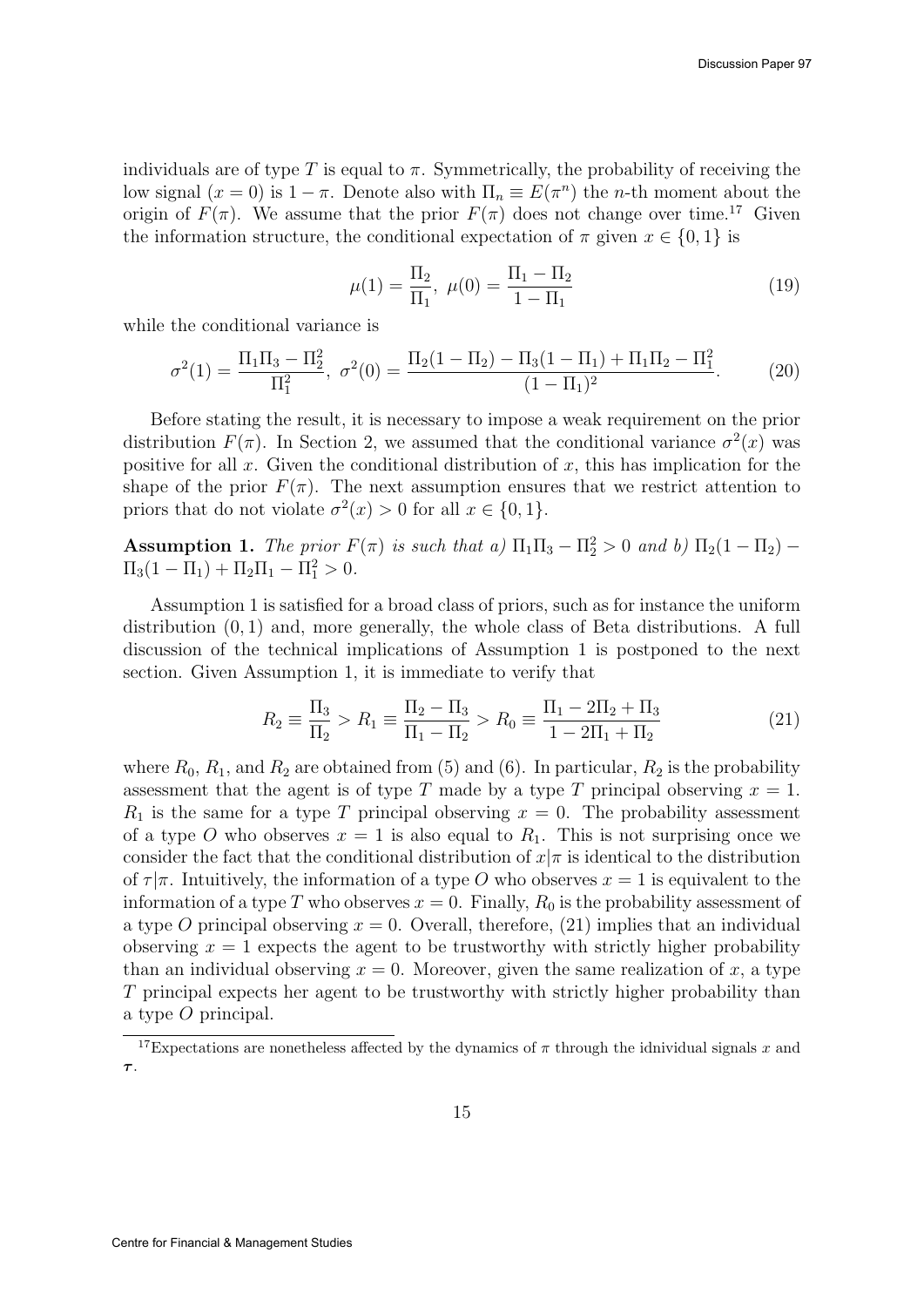individuals are of type $T$ is equal to $\pi$. Symmetrically, the probability of receiving the low signal ($x = 0$) is $1 - \pi$. Denote also with $\Pi_n \equiv E(\pi^n)$ the $n$-th moment about the origin of $F(\pi)$. We assume that the prior $F(\pi)$ does not change over time.[17] Given the information structure, the conditional expectation of $\pi$ given $x \in \{0, 1\}$ is

$$\mu(1) = \frac{\Pi_2}{\Pi_1},\ \mu(0) = \frac{\Pi_1 - \Pi_2}{1 - \Pi_1} \tag{19}$$

while the conditional variance is

$$\sigma^2(1) = \frac{\Pi_1\Pi_3 - \Pi_2^2}{\Pi_1^2},\ \sigma^2(0) = \frac{\Pi_2(1 - \Pi_2) - \Pi_3(1 - \Pi_1) + \Pi_1\Pi_2 - \Pi_1^2}{(1 - \Pi_1)^2}. \tag{20}$$

Before stating the result, it is necessary to impose a weak requirement on the prior distribution $F(\pi)$. In Section 2, we assumed that the conditional variance $\sigma^2(x)$ was positive for all $x$. Given the conditional distribution of $x$, this has implication for the shape of the prior $F(\pi)$. The next assumption ensures that we restrict attention to priors that do not violate $\sigma^2(x) > 0$ for all $x \in \{0, 1\}$.

**Assumption 1.** *The prior $F(\pi)$ is such that a) $\Pi_1\Pi_3 - \Pi_2^2 > 0$ and b) $\Pi_2(1 - \Pi_2) - \Pi_3(1 - \Pi_1) + \Pi_2\Pi_1 - \Pi_1^2 > 0$.*

Assumption 1 is satisfied for a broad class of priors, such as for instance the uniform distribution $(0, 1)$ and, more generally, the whole class of Beta distributions. A full discussion of the technical implications of Assumption 1 is postponed to the next section. Given Assumption 1, it is immediate to verify that

$$R_2 \equiv \frac{\Pi_3}{\Pi_2} > R_1 \equiv \frac{\Pi_2 - \Pi_3}{\Pi_1 - \Pi_2} > R_0 \equiv \frac{\Pi_1 - 2\Pi_2 + \Pi_3}{1 - 2\Pi_1 + \Pi_2} \tag{21}$$

where $R_0$, $R_1$, and $R_2$ are obtained from (5) and (6). In particular, $R_2$ is the probability assessment that the agent is of type $T$ made by a type $T$ principal observing $x = 1$. $R_1$ is the same for a type $T$ principal observing $x = 0$. The probability assessment of a type $O$ who observes $x = 1$ is also equal to $R_1$. This is not surprising once we consider the fact that the conditional distribution of $x|\pi$ is identical to the distribution of $\tau|\pi$. Intuitively, the information of a type $O$ who observes $x = 1$ is equivalent to the information of a type $T$ who observes $x = 0$. Finally, $R_0$ is the probability assessment of a type $O$ principal observing $x = 0$. Overall, therefore, (21) implies that an individual observing $x = 1$ expects the agent to be trustworthy with strictly higher probability than an individual observing $x = 0$. Moreover, given the same realization of $x$, a type $T$ principal expects her agent to be trustworthy with strictly higher probability than a type $O$ principal.

[17] Expectations are nonetheless affected by the dynamics of $\pi$ through the idnividual signals $x$ and $\tau$.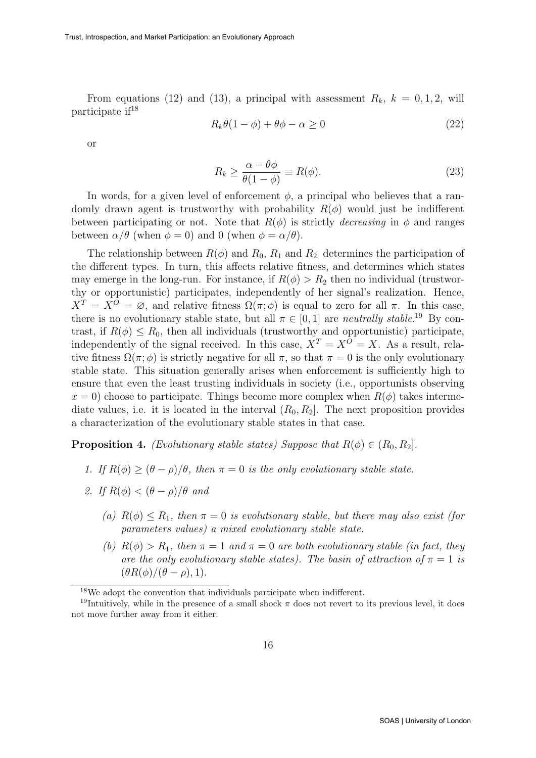From equations (12) and (13), a principal with assessment $R_k$, $k = 0, 1, 2$, will participate if[18]

$$R_k\theta(1-\phi) + \theta\phi - \alpha \geq 0 \tag{22}$$

or

$$R_k \geq \frac{\alpha - \theta\phi}{\theta(1-\phi)} \equiv R(\phi). \tag{23}$$

In words, for a given level of enforcement $\phi$, a principal who believes that a randomly drawn agent is trustworthy with probability $R(\phi)$ would just be indifferent between participating or not. Note that $R(\phi)$ is strictly *decreasing* in $\phi$ and ranges between $\alpha/\theta$ (when $\phi = 0$) and 0 (when $\phi = \alpha/\theta$).

The relationship between $R(\phi)$ and $R_0$, $R_1$ and $R_2$ determines the participation of the different types. In turn, this affects relative fitness, and determines which states may emerge in the long-run. For instance, if $R(\phi) > R_2$ then no individual (trustworthy or opportunistic) participates, independently of her signal's realization. Hence, $X^T = X^O = \varnothing$, and relative fitness $\Omega(\pi; \phi)$ is equal to zero for all $\pi$. In this case, there is no evolutionary stable state, but all $\pi \in [0, 1]$ are *neutrally stable*.[19] By contrast, if $R(\phi) \leq R_0$, then all individuals (trustworthy and opportunistic) participate, independently of the signal received. In this case, $X^T = X^O = X$. As a result, relative fitness $\Omega(\pi; \phi)$ is strictly negative for all $\pi$, so that $\pi = 0$ is the only evolutionary stable state. This situation generally arises when enforcement is sufficiently high to ensure that even the least trusting individuals in society (i.e., opportunists observing $x = 0$) choose to participate. Things become more complex when $R(\phi)$ takes intermediate values, i.e. it is located in the interval $(R_0, R_2]$. The next proposition provides a characterization of the evolutionary stable states in that case.

**Proposition 4.** *(Evolutionary stable states) Suppose that $R(\phi) \in (R_0, R_2]$.*

1. *If $R(\phi) \geq (\theta - \rho)/\theta$, then $\pi = 0$ is the only evolutionary stable state.*
2. *If $R(\phi) < (\theta - \rho)/\theta$ and*
   - (a) *$R(\phi) \leq R_1$, then $\pi = 0$ is evolutionary stable, but there may also exist (for parameters values) a mixed evolutionary stable state.*
   - (b) *$R(\phi) > R_1$, then $\pi = 1$ and $\pi = 0$ are both evolutionary stable (in fact, they are the only evolutionary stable states). The basin of attraction of $\pi = 1$ is $(\theta R(\phi)/(\theta - \rho), 1)$.*

[18] We adopt the convention that individuals participate when indifferent.

[19] Intuitively, while in the presence of a small shock $\pi$ does not revert to its previous level, it does not move further away from it either.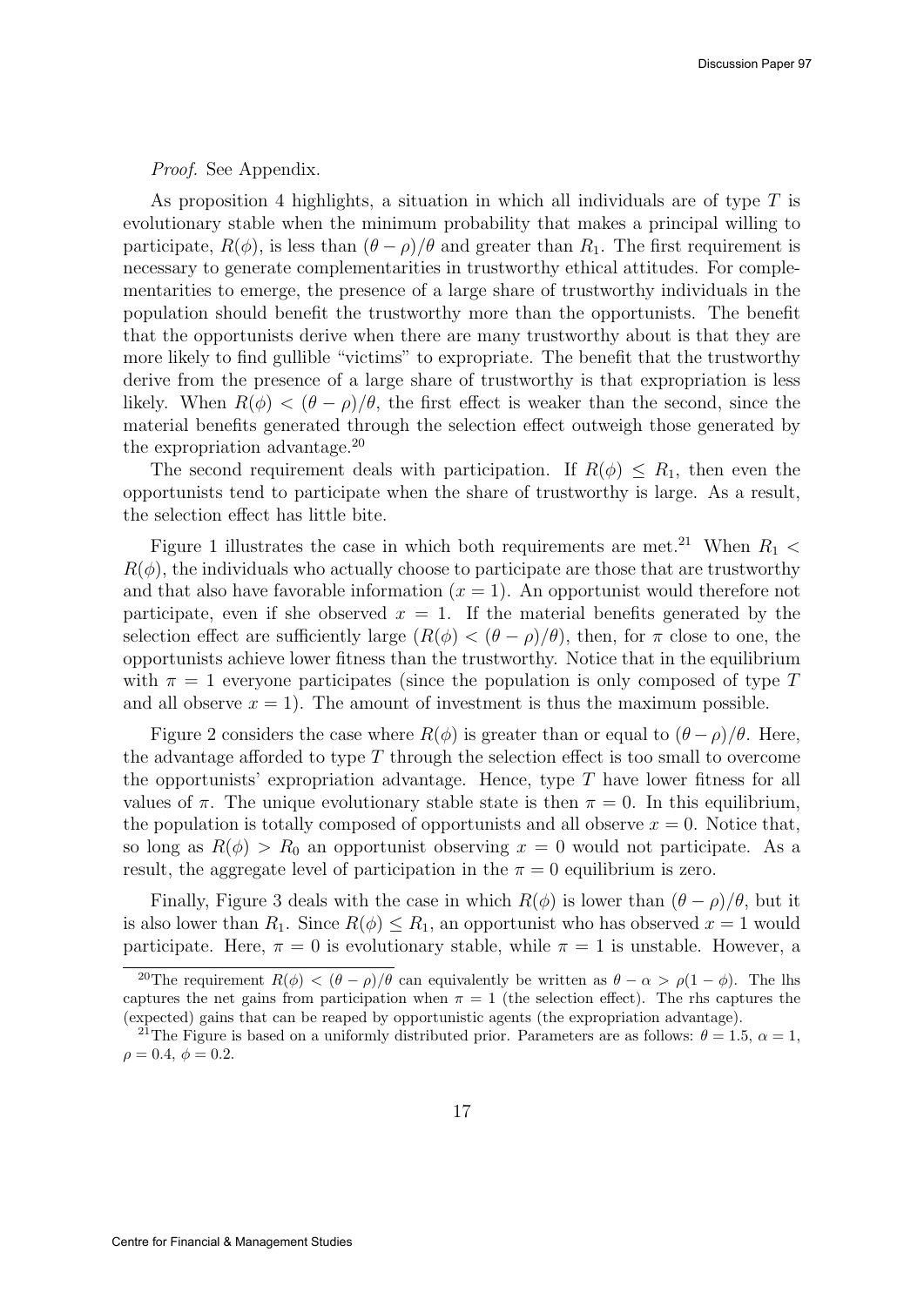*Proof.* See Appendix.

As proposition 4 highlights, a situation in which all individuals are of type $T$ is evolutionary stable when the minimum probability that makes a principal willing to participate, $R(\phi)$, is less than $(\theta - \rho)/\theta$ and greater than $R_1$. The first requirement is necessary to generate complementarities in trustworthy ethical attitudes. For complementarities to emerge, the presence of a large share of trustworthy individuals in the population should benefit the trustworthy more than the opportunists. The benefit that the opportunists derive when there are many trustworthy about is that they are more likely to find gullible "victims" to expropriate. The benefit that the trustworthy derive from the presence of a large share of trustworthy is that expropriation is less likely. When $R(\phi) < (\theta - \rho)/\theta$, the first effect is weaker than the second, since the material benefits generated through the selection effect outweigh those generated by the expropriation advantage.[20]

The second requirement deals with participation. If $R(\phi) \leq R_1$, then even the opportunists tend to participate when the share of trustworthy is large. As a result, the selection effect has little bite.

Figure 1 illustrates the case in which both requirements are met.[21] When $R_1 < R(\phi)$, the individuals who actually choose to participate are those that are trustworthy and that also have favorable information ($x = 1$). An opportunist would therefore not participate, even if she observed $x = 1$. If the material benefits generated by the selection effect are sufficiently large ($R(\phi) < (\theta - \rho)/\theta$), then, for $\pi$ close to one, the opportunists achieve lower fitness than the trustworthy. Notice that in the equilibrium with $\pi = 1$ everyone participates (since the population is only composed of type $T$ and all observe $x = 1$). The amount of investment is thus the maximum possible.

Figure 2 considers the case where $R(\phi)$ is greater than or equal to $(\theta - \rho)/\theta$. Here, the advantage afforded to type $T$ through the selection effect is too small to overcome the opportunists' expropriation advantage. Hence, type $T$ have lower fitness for all values of $\pi$. The unique evolutionary stable state is then $\pi = 0$. In this equilibrium, the population is totally composed of opportunists and all observe $x = 0$. Notice that, so long as $R(\phi) > R_0$ an opportunist observing $x = 0$ would not participate. As a result, the aggregate level of participation in the $\pi = 0$ equilibrium is zero.

Finally, Figure 3 deals with the case in which $R(\phi)$ is lower than $(\theta - \rho)/\theta$, but it is also lower than $R_1$. Since $R(\phi) \leq R_1$, an opportunist who has observed $x = 1$ would participate. Here, $\pi = 0$ is evolutionary stable, while $\pi = 1$ is unstable. However, a

[20] The requirement $R(\phi) < (\theta - \rho)/\theta$ can equivalently be written as $\theta - \alpha > \rho(1 - \phi)$. The lhs captures the net gains from participation when $\pi = 1$ (the selection effect). The rhs captures the (expected) gains that can be reaped by opportunistic agents (the expropriation advantage).

[21] The Figure is based on a uniformly distributed prior. Parameters are as follows: $\theta = 1.5$, $\alpha = 1$, $\rho = 0.4$, $\phi = 0.2$.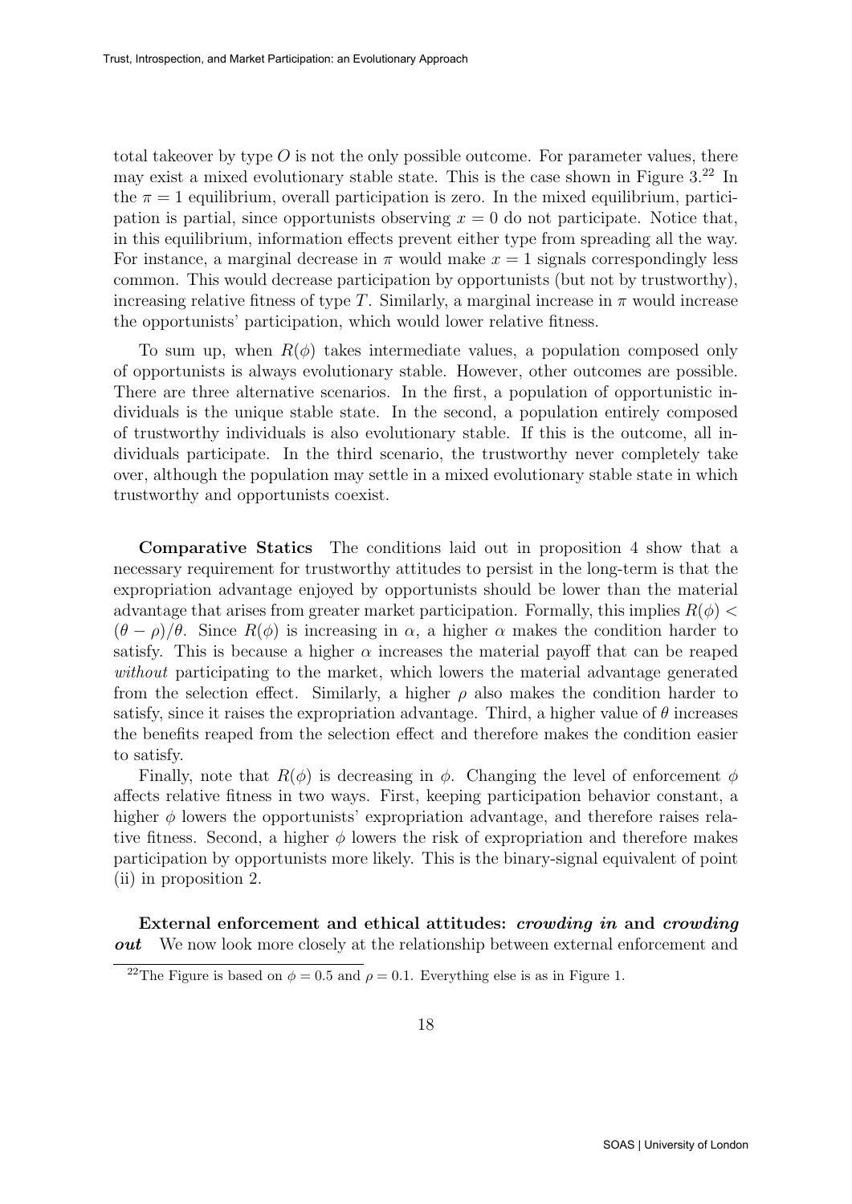total takeover by type $O$ is not the only possible outcome. For parameter values, there may exist a mixed evolutionary stable state. This is the case shown in Figure 3.[22] In the $\pi = 1$ equilibrium, overall participation is zero. In the mixed equilibrium, participation is partial, since opportunists observing $x = 0$ do not participate. Notice that, in this equilibrium, information effects prevent either type from spreading all the way. For instance, a marginal decrease in $\pi$ would make $x = 1$ signals correspondingly less common. This would decrease participation by opportunists (but not by trustworthy), increasing relative fitness of type $T$. Similarly, a marginal increase in $\pi$ would increase the opportunists' participation, which would lower relative fitness.

To sum up, when $R(\phi)$ takes intermediate values, a population composed only of opportunists is always evolutionary stable. However, other outcomes are possible. There are three alternative scenarios. In the first, a population of opportunistic individuals is the unique stable state. In the second, a population entirely composed of trustworthy individuals is also evolutionary stable. If this is the outcome, all individuals participate. In the third scenario, the trustworthy never completely take over, although the population may settle in a mixed evolutionary stable state in which trustworthy and opportunists coexist.

**Comparative Statics** The conditions laid out in proposition 4 show that a necessary requirement for trustworthy attitudes to persist in the long-term is that the expropriation advantage enjoyed by opportunists should be lower than the material advantage that arises from greater market participation. Formally, this implies $R(\phi) < (\theta - \rho)/\theta$. Since $R(\phi)$ is increasing in $\alpha$, a higher $\alpha$ makes the condition harder to satisfy. This is because a higher $\alpha$ increases the material payoff that can be reaped *without* participating to the market, which lowers the material advantage generated from the selection effect. Similarly, a higher $\rho$ also makes the condition harder to satisfy, since it raises the expropriation advantage. Third, a higher value of $\theta$ increases the benefits reaped from the selection effect and therefore makes the condition easier to satisfy.

Finally, note that $R(\phi)$ is decreasing in $\phi$. Changing the level of enforcement $\phi$ affects relative fitness in two ways. First, keeping participation behavior constant, a higher $\phi$ lowers the opportunists' expropriation advantage, and therefore raises relative fitness. Second, a higher $\phi$ lowers the risk of expropriation and therefore makes participation by opportunists more likely. This is the binary-signal equivalent of point (ii) in proposition 2.

**External enforcement and ethical attitudes: *crowding in* and *crowding out*** We now look more closely at the relationship between external enforcement and

[22] The Figure is based on $\phi = 0.5$ and $\rho = 0.1$. Everything else is as in Figure 1.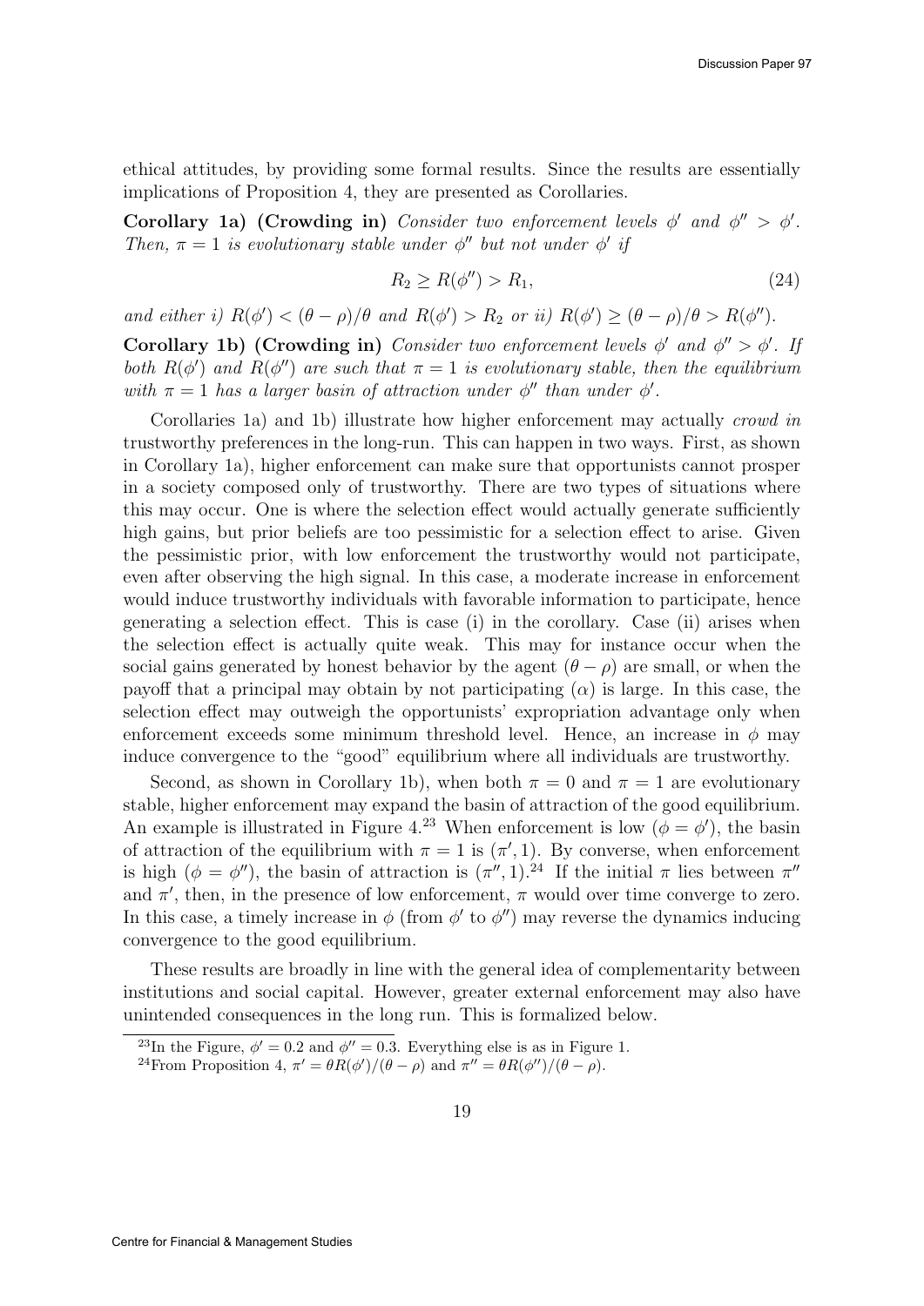ethical attitudes, by providing some formal results. Since the results are essentially implications of Proposition 4, they are presented as Corollaries.

**Corollary 1a) (Crowding in)** *Consider two enforcement levels $\phi'$ and $\phi'' > \phi'$. Then, $\pi = 1$ is evolutionary stable under $\phi''$ but not under $\phi'$ if*

$$R_2 \geq R(\phi'') > R_1, \tag{24}$$

*and either i) $R(\phi') < (\theta - \rho)/\theta$ and $R(\phi') > R_2$ or ii) $R(\phi') \geq (\theta - \rho)/\theta > R(\phi'')$.*

**Corollary 1b) (Crowding in)** *Consider two enforcement levels $\phi'$ and $\phi'' > \phi'$. If both $R(\phi')$ and $R(\phi'')$ are such that $\pi = 1$ is evolutionary stable, then the equilibrium with $\pi = 1$ has a larger basin of attraction under $\phi''$ than under $\phi'$.*

Corollaries 1a) and 1b) illustrate how higher enforcement may actually *crowd in* trustworthy preferences in the long-run. This can happen in two ways. First, as shown in Corollary 1a), higher enforcement can make sure that opportunists cannot prosper in a society composed only of trustworthy. There are two types of situations where this may occur. One is where the selection effect would actually generate sufficiently high gains, but prior beliefs are too pessimistic for a selection effect to arise. Given the pessimistic prior, with low enforcement the trustworthy would not participate, even after observing the high signal. In this case, a moderate increase in enforcement would induce trustworthy individuals with favorable information to participate, hence generating a selection effect. This is case (i) in the corollary. Case (ii) arises when the selection effect is actually quite weak. This may for instance occur when the social gains generated by honest behavior by the agent $(\theta - \rho)$ are small, or when the payoff that a principal may obtain by not participating $(\alpha)$ is large. In this case, the selection effect may outweigh the opportunists' expropriation advantage only when enforcement exceeds some minimum threshold level. Hence, an increase in $\phi$ may induce convergence to the "good" equilibrium where all individuals are trustworthy.

Second, as shown in Corollary 1b), when both $\pi = 0$ and $\pi = 1$ are evolutionary stable, higher enforcement may expand the basin of attraction of the good equilibrium. An example is illustrated in Figure 4.[23] When enforcement is low ($\phi = \phi'$), the basin of attraction of the equilibrium with $\pi = 1$ is $(\pi', 1)$. By converse, when enforcement is high ($\phi = \phi''$), the basin of attraction is $(\pi'', 1)$.[24] If the initial $\pi$ lies between $\pi''$ and $\pi'$, then, in the presence of low enforcement, $\pi$ would over time converge to zero. In this case, a timely increase in $\phi$ (from $\phi'$ to $\phi''$) may reverse the dynamics inducing convergence to the good equilibrium.

These results are broadly in line with the general idea of complementarity between institutions and social capital. However, greater external enforcement may also have unintended consequences in the long run. This is formalized below.

[23] In the Figure, $\phi' = 0.2$ and $\phi'' = 0.3$. Everything else is as in Figure 1.

[24] From Proposition 4, $\pi' = \theta R(\phi')/(\theta - \rho)$ and $\pi'' = \theta R(\phi'')/(\theta - \rho)$.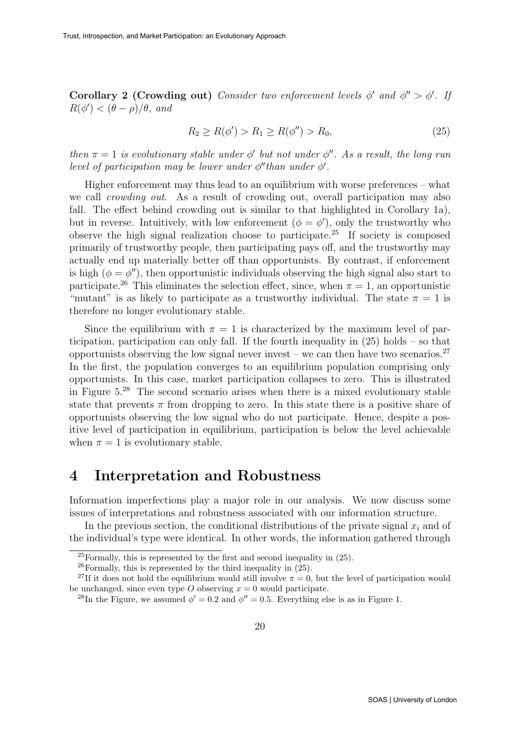**Corollary 2 (Crowding out)** *Consider two enforcement levels $\phi'$ and $\phi'' > \phi'$. If $R(\phi') < (\theta - \rho)/\theta$, and*

$$R_2 \geq R(\phi') > R_1 \geq R(\phi'') > R_0, \tag{25}$$

*then $\pi = 1$ is evolutionary stable under $\phi'$ but not under $\phi''$. As a result, the long run level of participation may be lower under $\phi''$than under $\phi'$.*

Higher enforcement may thus lead to an equilibrium with worse preferences – what we call *crowding out*. As a result of crowding out, overall participation may also fall. The effect behind crowding out is similar to that highlighted in Corollary 1a), but in reverse. Intuitively, with low enforcement ($\phi = \phi'$), only the trustworthy who observe the high signal realization choose to participate.[25] If society is composed primarily of trustworthy people, then participating pays off, and the trustworthy may actually end up materially better off than opportunists. By contrast, if enforcement is high ($\phi = \phi''$), then opportunistic individuals observing the high signal also start to participate.[26] This eliminates the selection effect, since, when $\pi = 1$, an opportunistic "mutant" is as likely to participate as a trustworthy individual. The state $\pi = 1$ is therefore no longer evolutionary stable.

Since the equilibrium with $\pi = 1$ is characterized by the maximum level of participation, participation can only fall. If the fourth inequality in (25) holds – so that opportunists observing the low signal never invest – we can then have two scenarios.[27] In the first, the population converges to an equilibrium population comprising only opportunists. In this case, market participation collapses to zero. This is illustrated in Figure 5.[28] The second scenario arises when there is a mixed evolutionary stable state that prevents $\pi$ from dropping to zero. In this state there is a positive share of opportunists observing the low signal who do not participate. Hence, despite a positive level of participation in equilibrium, participation is below the level achievable when $\pi = 1$ is evolutionary stable.

# 4 Interpretation and Robustness

Information imperfections play a major role in our analysis. We now discuss some issues of interpretations and robustness associated with our information structure.

In the previous section, the conditional distributions of the private signal $x_i$ and of the individual's type were identical. In other words, the information gathered through

[25] Formally, this is represented by the first and second inequality in (25).

[26] Formally, this is represented by the third inequality in (25).

[27] If it does not hold the equilibrium would still involve $\pi = 0$, but the level of participation would be unchanged, since even type $O$ observing $x = 0$ would participate.

[28] In the Figure, we assumed $\phi' = 0.2$ and $\phi'' = 0.5$. Everything else is as in Figure 1.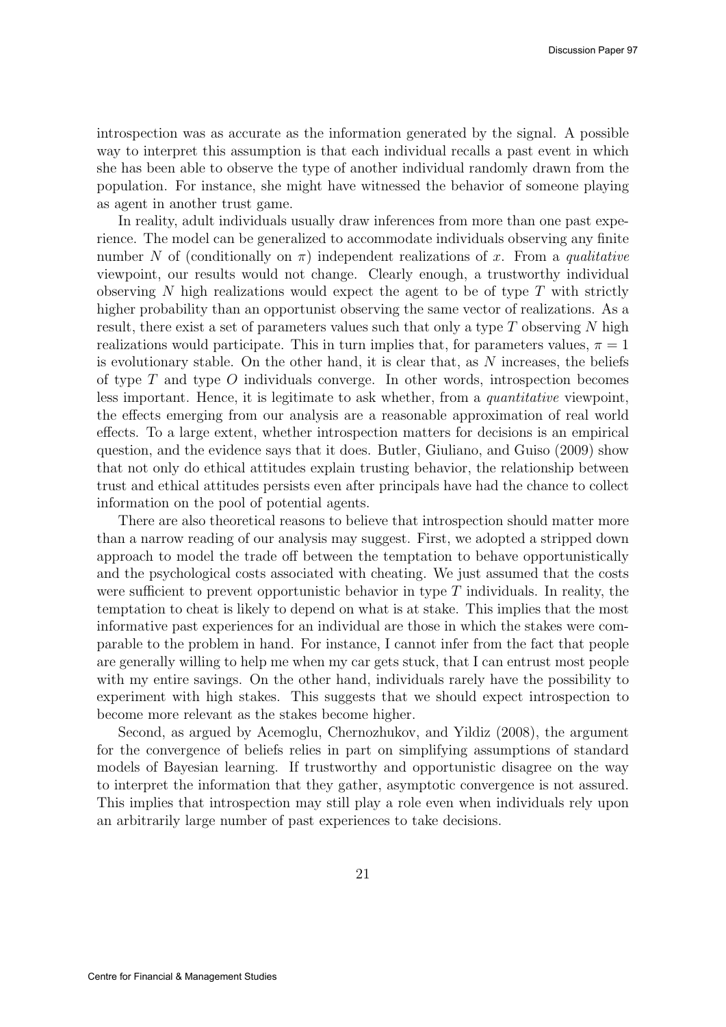introspection was as accurate as the information generated by the signal. A possible way to interpret this assumption is that each individual recalls a past event in which she has been able to observe the type of another individual randomly drawn from the population. For instance, she might have witnessed the behavior of someone playing as agent in another trust game.

In reality, adult individuals usually draw inferences from more than one past experience. The model can be generalized to accommodate individuals observing any finite number $N$ of (conditionally on $\pi$) independent realizations of $x$. From a *qualitative* viewpoint, our results would not change. Clearly enough, a trustworthy individual observing $N$ high realizations would expect the agent to be of type $T$ with strictly higher probability than an opportunist observing the same vector of realizations. As a result, there exist a set of parameters values such that only a type $T$ observing $N$ high realizations would participate. This in turn implies that, for parameters values, $\pi = 1$ is evolutionary stable. On the other hand, it is clear that, as $N$ increases, the beliefs of type $T$ and type $O$ individuals converge. In other words, introspection becomes less important. Hence, it is legitimate to ask whether, from a *quantitative* viewpoint, the effects emerging from our analysis are a reasonable approximation of real world effects. To a large extent, whether introspection matters for decisions is an empirical question, and the evidence says that it does. Butler, Giuliano, and Guiso (2009) show that not only do ethical attitudes explain trusting behavior, the relationship between trust and ethical attitudes persists even after principals have had the chance to collect information on the pool of potential agents.

There are also theoretical reasons to believe that introspection should matter more than a narrow reading of our analysis may suggest. First, we adopted a stripped down approach to model the trade off between the temptation to behave opportunistically and the psychological costs associated with cheating. We just assumed that the costs were sufficient to prevent opportunistic behavior in type $T$ individuals. In reality, the temptation to cheat is likely to depend on what is at stake. This implies that the most informative past experiences for an individual are those in which the stakes were comparable to the problem in hand. For instance, I cannot infer from the fact that people are generally willing to help me when my car gets stuck, that I can entrust most people with my entire savings. On the other hand, individuals rarely have the possibility to experiment with high stakes. This suggests that we should expect introspection to become more relevant as the stakes become higher.

Second, as argued by Acemoglu, Chernozhukov, and Yildiz (2008), the argument for the convergence of beliefs relies in part on simplifying assumptions of standard models of Bayesian learning. If trustworthy and opportunistic disagree on the way to interpret the information that they gather, asymptotic convergence is not assured. This implies that introspection may still play a role even when individuals rely upon an arbitrarily large number of past experiences to take decisions.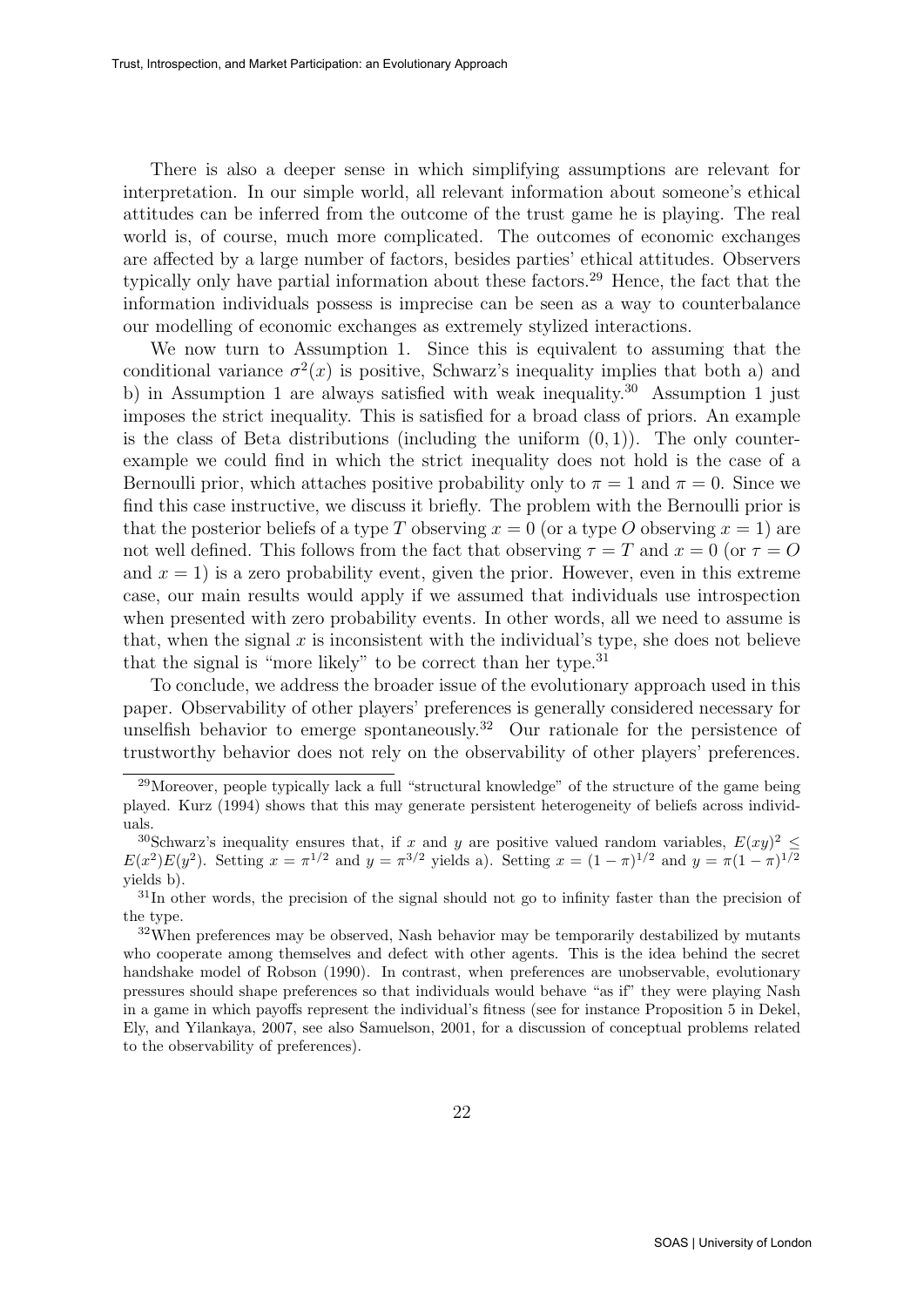There is also a deeper sense in which simplifying assumptions are relevant for interpretation. In our simple world, all relevant information about someone's ethical attitudes can be inferred from the outcome of the trust game he is playing. The real world is, of course, much more complicated. The outcomes of economic exchanges are affected by a large number of factors, besides parties' ethical attitudes. Observers typically only have partial information about these factors.[29] Hence, the fact that the information individuals possess is imprecise can be seen as a way to counterbalance our modelling of economic exchanges as extremely stylized interactions.

We now turn to Assumption 1. Since this is equivalent to assuming that the conditional variance $\sigma^2(x)$ is positive, Schwarz's inequality implies that both a) and b) in Assumption 1 are always satisfied with weak inequality.[30] Assumption 1 just imposes the strict inequality. This is satisfied for a broad class of priors. An example is the class of Beta distributions (including the uniform $(0,1)$). The only counter-example we could find in which the strict inequality does not hold is the case of a Bernoulli prior, which attaches positive probability only to $\pi = 1$ and $\pi = 0$. Since we find this case instructive, we discuss it briefly. The problem with the Bernoulli prior is that the posterior beliefs of a type $T$ observing $x = 0$ (or a type $O$ observing $x = 1$) are not well defined. This follows from the fact that observing $\tau = T$ and $x = 0$ (or $\tau = O$ and $x = 1$) is a zero probability event, given the prior. However, even in this extreme case, our main results would apply if we assumed that individuals use introspection when presented with zero probability events. In other words, all we need to assume is that, when the signal $x$ is inconsistent with the individual's type, she does not believe that the signal is "more likely" to be correct than her type.[31]

To conclude, we address the broader issue of the evolutionary approach used in this paper. Observability of other players' preferences is generally considered necessary for unselfish behavior to emerge spontaneously.[32] Our rationale for the persistence of trustworthy behavior does not rely on the observability of other players' preferences.

---

[29] Moreover, people typically lack a full "structural knowledge" of the structure of the game being played. Kurz (1994) shows that this may generate persistent heterogeneity of beliefs across individuals.

[30] Schwarz's inequality ensures that, if $x$ and $y$ are positive valued random variables, $E(xy)^2 \leq E(x^2)E(y^2)$. Setting $x = \pi^{1/2}$ and $y = \pi^{3/2}$ yields a). Setting $x = (1-\pi)^{1/2}$ and $y = \pi(1-\pi)^{1/2}$ yields b).

[31] In other words, the precision of the signal should not go to infinity faster than the precision of the type.

[32] When preferences may be observed, Nash behavior may be temporarily destabilized by mutants who cooperate among themselves and defect with other agents. This is the idea behind the secret handshake model of Robson (1990). In contrast, when preferences are unobservable, evolutionary pressures should shape preferences so that individuals would behave "as if" they were playing Nash in a game in which payoffs represent the individual's fitness (see for instance Proposition 5 in Dekel, Ely, and Yilankaya, 2007, see also Samuelson, 2001, for a discussion of conceptual problems related to the observability of preferences).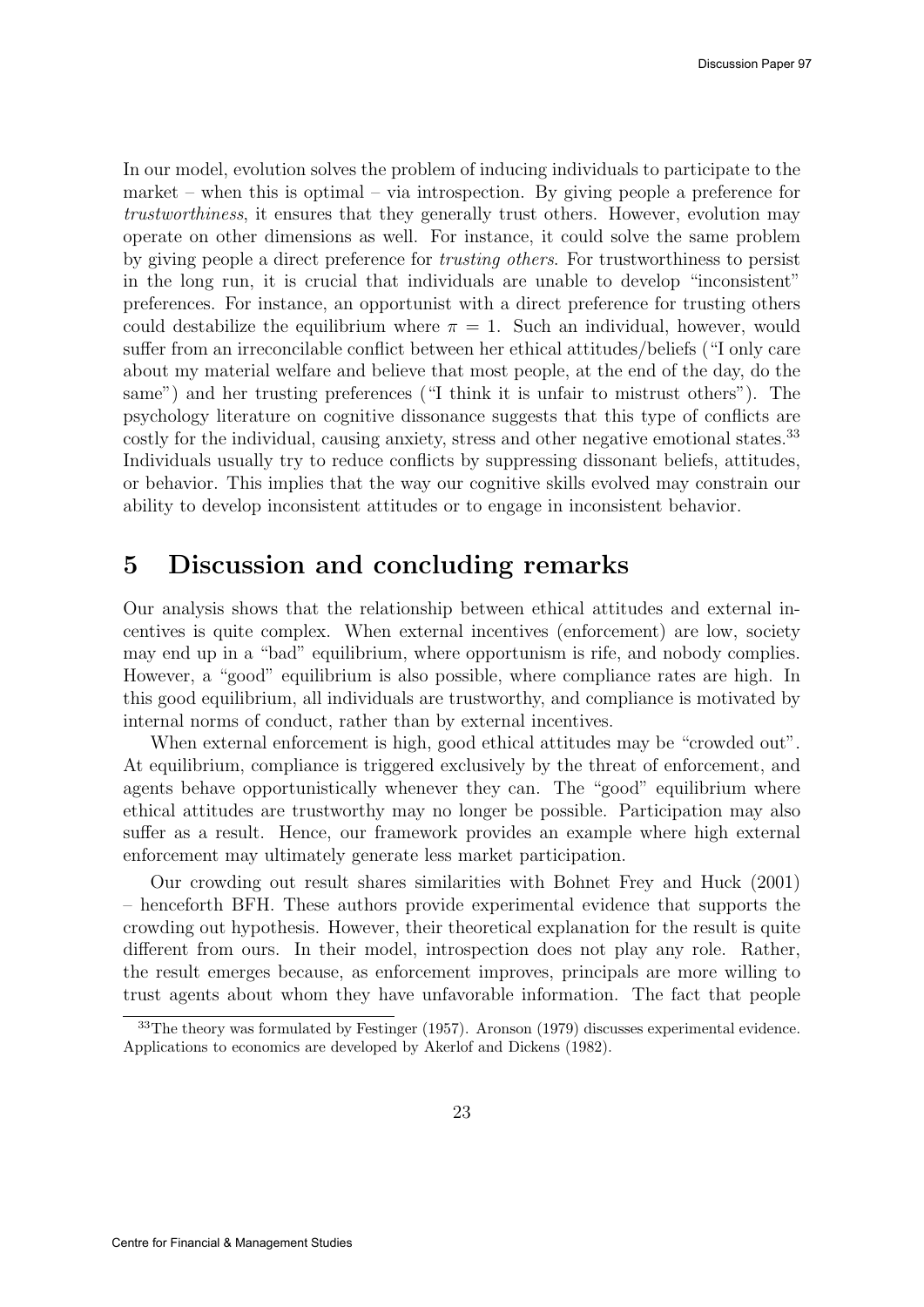In our model, evolution solves the problem of inducing individuals to participate to the market – when this is optimal – via introspection. By giving people a preference for *trustworthiness*, it ensures that they generally trust others. However, evolution may operate on other dimensions as well. For instance, it could solve the same problem by giving people a direct preference for *trusting others*. For trustworthiness to persist in the long run, it is crucial that individuals are unable to develop "inconsistent" preferences. For instance, an opportunist with a direct preference for trusting others could destabilize the equilibrium where $\pi = 1$. Such an individual, however, would suffer from an irreconcilable conflict between her ethical attitudes/beliefs ("I only care about my material welfare and believe that most people, at the end of the day, do the same") and her trusting preferences ("I think it is unfair to mistrust others"). The psychology literature on cognitive dissonance suggests that this type of conflicts are costly for the individual, causing anxiety, stress and other negative emotional states.[33] Individuals usually try to reduce conflicts by suppressing dissonant beliefs, attitudes, or behavior. This implies that the way our cognitive skills evolved may constrain our ability to develop inconsistent attitudes or to engage in inconsistent behavior.

# 5 Discussion and concluding remarks

Our analysis shows that the relationship between ethical attitudes and external incentives is quite complex. When external incentives (enforcement) are low, society may end up in a "bad" equilibrium, where opportunism is rife, and nobody complies. However, a "good" equilibrium is also possible, where compliance rates are high. In this good equilibrium, all individuals are trustworthy, and compliance is motivated by internal norms of conduct, rather than by external incentives.

When external enforcement is high, good ethical attitudes may be "crowded out". At equilibrium, compliance is triggered exclusively by the threat of enforcement, and agents behave opportunistically whenever they can. The "good" equilibrium where ethical attitudes are trustworthy may no longer be possible. Participation may also suffer as a result. Hence, our framework provides an example where high external enforcement may ultimately generate less market participation.

Our crowding out result shares similarities with Bohnet Frey and Huck (2001) – henceforth BFH. These authors provide experimental evidence that supports the crowding out hypothesis. However, their theoretical explanation for the result is quite different from ours. In their model, introspection does not play any role. Rather, the result emerges because, as enforcement improves, principals are more willing to trust agents about whom they have unfavorable information. The fact that people

[33] The theory was formulated by Festinger (1957). Aronson (1979) discusses experimental evidence. Applications to economics are developed by Akerlof and Dickens (1982).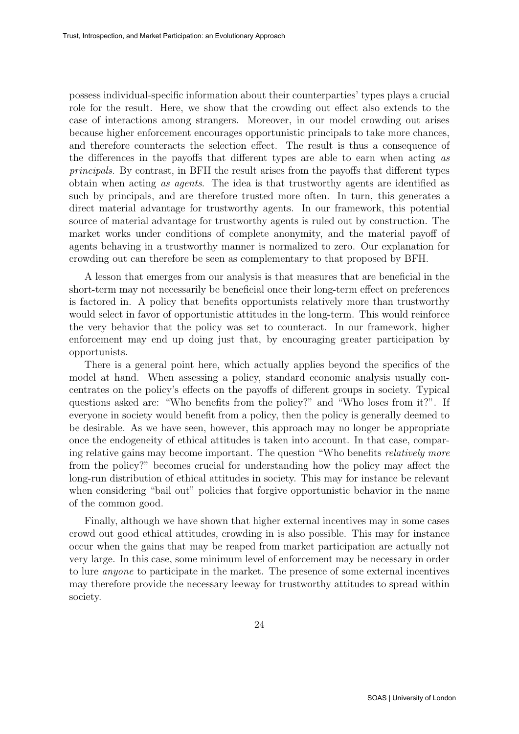possess individual-specific information about their counterparties' types plays a crucial role for the result. Here, we show that the crowding out effect also extends to the case of interactions among strangers. Moreover, in our model crowding out arises because higher enforcement encourages opportunistic principals to take more chances, and therefore counteracts the selection effect. The result is thus a consequence of the differences in the payoffs that different types are able to earn when acting *as principals*. By contrast, in BFH the result arises from the payoffs that different types obtain when acting *as agents*. The idea is that trustworthy agents are identified as such by principals, and are therefore trusted more often. In turn, this generates a direct material advantage for trustworthy agents. In our framework, this potential source of material advantage for trustworthy agents is ruled out by construction. The market works under conditions of complete anonymity, and the material payoff of agents behaving in a trustworthy manner is normalized to zero. Our explanation for crowding out can therefore be seen as complementary to that proposed by BFH.

A lesson that emerges from our analysis is that measures that are beneficial in the short-term may not necessarily be beneficial once their long-term effect on preferences is factored in. A policy that benefits opportunists relatively more than trustworthy would select in favor of opportunistic attitudes in the long-term. This would reinforce the very behavior that the policy was set to counteract. In our framework, higher enforcement may end up doing just that, by encouraging greater participation by opportunists.

There is a general point here, which actually applies beyond the specifics of the model at hand. When assessing a policy, standard economic analysis usually concentrates on the policy's effects on the payoffs of different groups in society. Typical questions asked are: "Who benefits from the policy?" and "Who loses from it?". If everyone in society would benefit from a policy, then the policy is generally deemed to be desirable. As we have seen, however, this approach may no longer be appropriate once the endogeneity of ethical attitudes is taken into account. In that case, comparing relative gains may become important. The question "Who benefits *relatively more* from the policy?" becomes crucial for understanding how the policy may affect the long-run distribution of ethical attitudes in society. This may for instance be relevant when considering "bail out" policies that forgive opportunistic behavior in the name of the common good.

Finally, although we have shown that higher external incentives may in some cases crowd out good ethical attitudes, crowding in is also possible. This may for instance occur when the gains that may be reaped from market participation are actually not very large. In this case, some minimum level of enforcement may be necessary in order to lure *anyone* to participate in the market. The presence of some external incentives may therefore provide the necessary leeway for trustworthy attitudes to spread within society.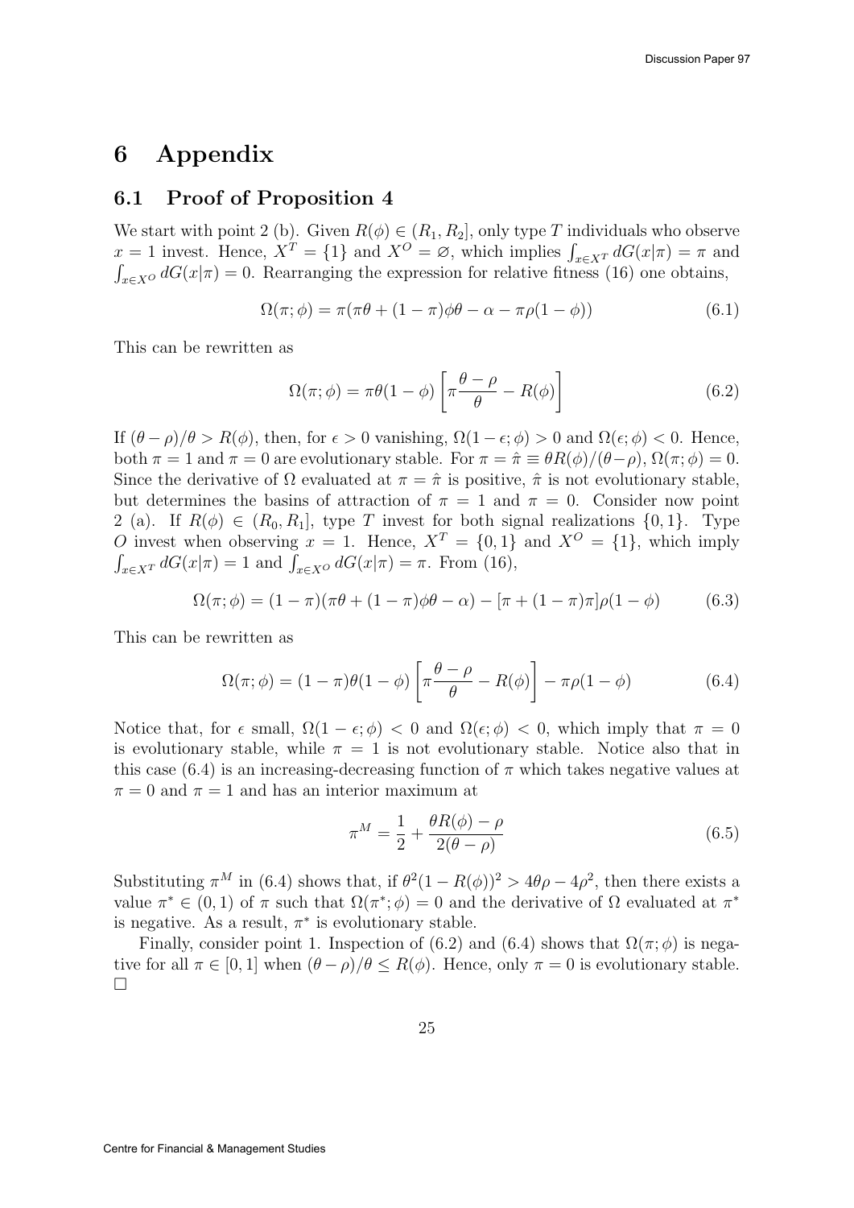# 6 Appendix

## 6.1 Proof of Proposition 4

We start with point 2 (b). Given $R(\phi) \in (R_1, R_2]$, only type $T$ individuals who observe $x = 1$ invest. Hence, $X^T = \{1\}$ and $X^O = \varnothing$, which implies $\int_{x \in X^T} dG(x|\pi) = \pi$ and $\int_{x \in X^O} dG(x|\pi) = 0$. Rearranging the expression for relative fitness (16) one obtains,

$$\Omega(\pi; \phi) = \pi(\pi\theta + (1-\pi)\phi\theta - \alpha - \pi\rho(1-\phi)) \tag{6.1}$$

This can be rewritten as

$$\Omega(\pi; \phi) = \pi\theta(1-\phi)\left[\pi\frac{\theta - \rho}{\theta} - R(\phi)\right] \tag{6.2}$$

If $(\theta - \rho)/\theta > R(\phi)$, then, for $\epsilon > 0$ vanishing, $\Omega(1-\epsilon; \phi) > 0$ and $\Omega(\epsilon; \phi) < 0$. Hence, both $\pi = 1$ and $\pi = 0$ are evolutionary stable. For $\pi = \hat{\pi} \equiv \theta R(\phi)/(\theta - \rho)$, $\Omega(\pi; \phi) = 0$. Since the derivative of $\Omega$ evaluated at $\pi = \hat{\pi}$ is positive, $\hat{\pi}$ is not evolutionary stable, but determines the basins of attraction of $\pi = 1$ and $\pi = 0$. Consider now point 2 (a). If $R(\phi) \in (R_0, R_1]$, type $T$ invest for both signal realizations $\{0, 1\}$. Type $O$ invest when observing $x = 1$. Hence, $X^T = \{0, 1\}$ and $X^O = \{1\}$, which imply $\int_{x \in X^T} dG(x|\pi) = 1$ and $\int_{x \in X^O} dG(x|\pi) = \pi$. From (16),

$$\Omega(\pi; \phi) = (1-\pi)(\pi\theta + (1-\pi)\phi\theta - \alpha) - [\pi + (1-\pi)\pi]\rho(1-\phi) \tag{6.3}$$

This can be rewritten as

$$\Omega(\pi; \phi) = (1-\pi)\theta(1-\phi)\left[\pi\frac{\theta - \rho}{\theta} - R(\phi)\right] - \pi\rho(1-\phi) \tag{6.4}$$

Notice that, for $\epsilon$ small, $\Omega(1-\epsilon; \phi) < 0$ and $\Omega(\epsilon; \phi) < 0$, which imply that $\pi = 0$ is evolutionary stable, while $\pi = 1$ is not evolutionary stable. Notice also that in this case (6.4) is an increasing-decreasing function of $\pi$ which takes negative values at $\pi = 0$ and $\pi = 1$ and has an interior maximum at

$$\pi^M = \frac{1}{2} + \frac{\theta R(\phi) - \rho}{2(\theta - \rho)} \tag{6.5}$$

Substituting $\pi^M$ in (6.4) shows that, if $\theta^2(1 - R(\phi))^2 > 4\theta\rho - 4\rho^2$, then there exists a value $\pi^* \in (0, 1)$ of $\pi$ such that $\Omega(\pi^*; \phi) = 0$ and the derivative of $\Omega$ evaluated at $\pi^*$ is negative. As a result, $\pi^*$ is evolutionary stable.

Finally, consider point 1. Inspection of (6.2) and (6.4) shows that $\Omega(\pi; \phi)$ is negative for all $\pi \in [0, 1]$ when $(\theta - \rho)/\theta \leq R(\phi)$. Hence, only $\pi = 0$ is evolutionary stable. □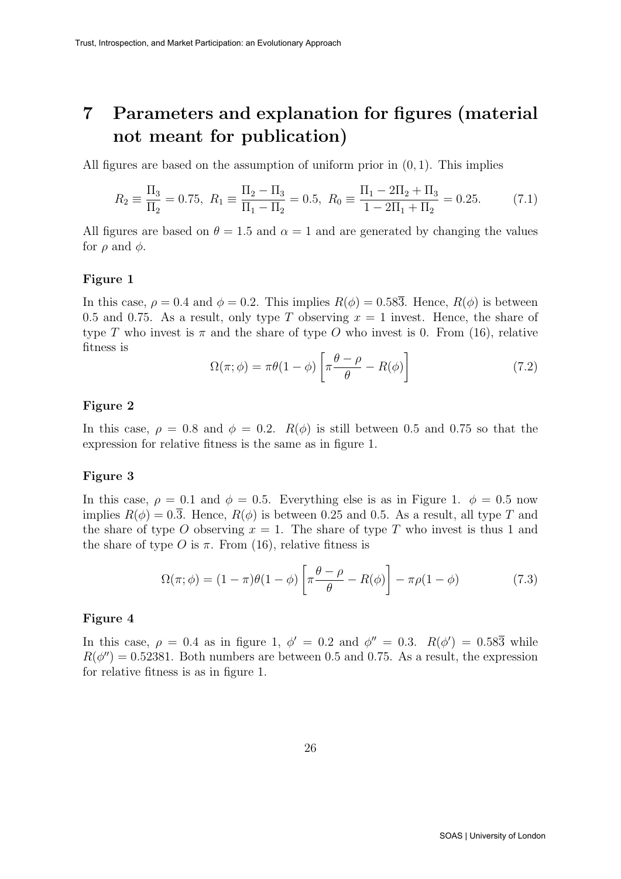# 7 Parameters and explanation for figures (material not meant for publication)

All figures are based on the assumption of uniform prior in $(0, 1)$. This implies

$$R_2 \equiv \frac{\Pi_3}{\Pi_2} = 0.75,\ R_1 \equiv \frac{\Pi_2 - \Pi_3}{\Pi_1 - \Pi_2} = 0.5,\ R_0 \equiv \frac{\Pi_1 - 2\Pi_2 + \Pi_3}{1 - 2\Pi_1 + \Pi_2} = 0.25. \tag{7.1}$$

All figures are based on $\theta = 1.5$ and $\alpha = 1$ and are generated by changing the values for $\rho$ and $\phi$.

### Figure 1

In this case, $\rho = 0.4$ and $\phi = 0.2$. This implies $R(\phi) = 0.58\overline{3}$. Hence, $R(\phi)$ is between 0.5 and 0.75. As a result, only type $T$ observing $x = 1$ invest. Hence, the share of type $T$ who invest is $\pi$ and the share of type $O$ who invest is 0. From (16), relative fitness is

$$\Omega(\pi; \phi) = \pi\theta(1 - \phi)\left[\pi\frac{\theta - \rho}{\theta} - R(\phi)\right] \tag{7.2}$$

### Figure 2

In this case, $\rho = 0.8$ and $\phi = 0.2$. $R(\phi)$ is still between 0.5 and 0.75 so that the expression for relative fitness is the same as in figure 1.

### Figure 3

In this case, $\rho = 0.1$ and $\phi = 0.5$. Everything else is as in Figure 1. $\phi = 0.5$ now implies $R(\phi) = 0.\overline{3}$. Hence, $R(\phi)$ is between 0.25 and 0.5. As a result, all type $T$ and the share of type $O$ observing $x = 1$. The share of type $T$ who invest is thus 1 and the share of type $O$ is $\pi$. From (16), relative fitness is

$$\Omega(\pi; \phi) = (1 - \pi)\theta(1 - \phi)\left[\pi\frac{\theta - \rho}{\theta} - R(\phi)\right] - \pi\rho(1 - \phi) \tag{7.3}$$

### Figure 4

In this case, $\rho = 0.4$ as in figure 1, $\phi' = 0.2$ and $\phi'' = 0.3$. $R(\phi') = 0.58\overline{3}$ while $R(\phi'') = 0.52381$. Both numbers are between 0.5 and 0.75. As a result, the expression for relative fitness is as in figure 1.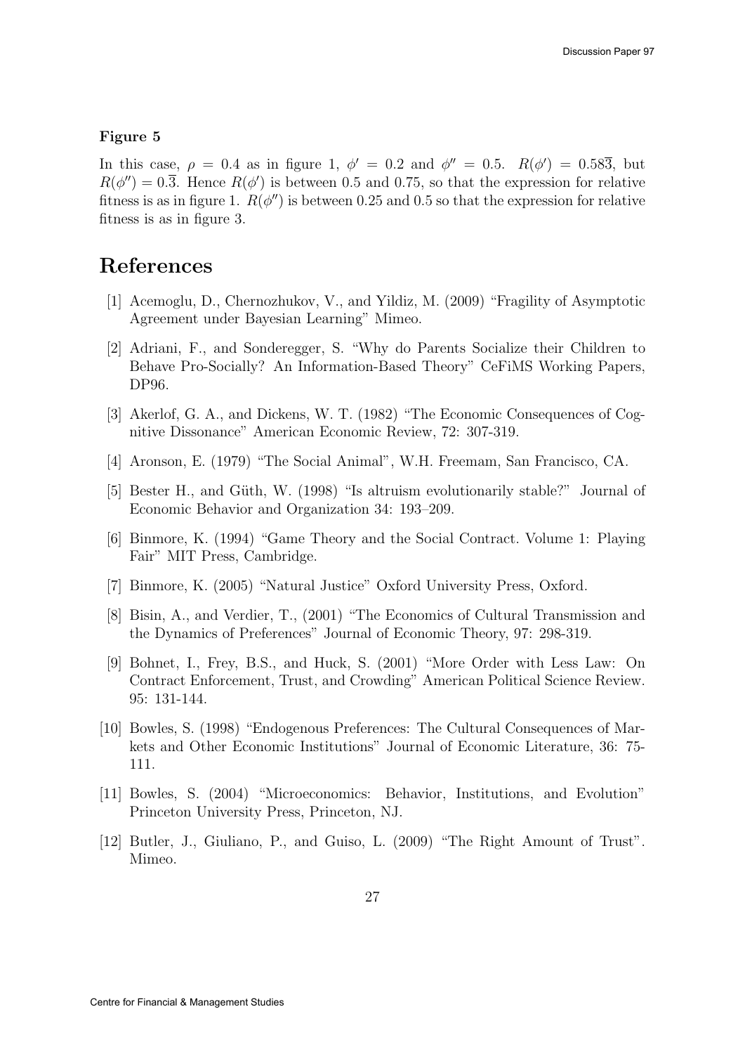#### Figure 5

In this case, $\rho = 0.4$ as in figure 1, $\phi' = 0.2$ and $\phi'' = 0.5$. $R(\phi') = 0.58\overline{3}$, but $R(\phi'') = 0.\overline{3}$. Hence $R(\phi')$ is between 0.5 and 0.75, so that the expression for relative fitness is as in figure 1. $R(\phi'')$ is between 0.25 and 0.5 so that the expression for relative fitness is as in figure 3.

## References

[1] Acemoglu, D., Chernozhukov, V., and Yildiz, M. (2009) "Fragility of Asymptotic Agreement under Bayesian Learning" Mimeo.

[2] Adriani, F., and Sonderegger, S. "Why do Parents Socialize their Children to Behave Pro-Socially? An Information-Based Theory" CeFiMS Working Papers, DP96.

[3] Akerlof, G. A., and Dickens, W. T. (1982) "The Economic Consequences of Cognitive Dissonance" American Economic Review, 72: 307-319.

[4] Aronson, E. (1979) "The Social Animal", W.H. Freemam, San Francisco, CA.

[5] Bester H., and Güth, W. (1998) "Is altruism evolutionarily stable?" Journal of Economic Behavior and Organization 34: 193–209.

[6] Binmore, K. (1994) "Game Theory and the Social Contract. Volume 1: Playing Fair" MIT Press, Cambridge.

[7] Binmore, K. (2005) "Natural Justice" Oxford University Press, Oxford.

[8] Bisin, A., and Verdier, T., (2001) "The Economics of Cultural Transmission and the Dynamics of Preferences" Journal of Economic Theory, 97: 298-319.

[9] Bohnet, I., Frey, B.S., and Huck, S. (2001) "More Order with Less Law: On Contract Enforcement, Trust, and Crowding" American Political Science Review. 95: 131-144.

[10] Bowles, S. (1998) "Endogenous Preferences: The Cultural Consequences of Markets and Other Economic Institutions" Journal of Economic Literature, 36: 75-111.

[11] Bowles, S. (2004) "Microeconomics: Behavior, Institutions, and Evolution" Princeton University Press, Princeton, NJ.

[12] Butler, J., Giuliano, P., and Guiso, L. (2009) "The Right Amount of Trust". Mimeo.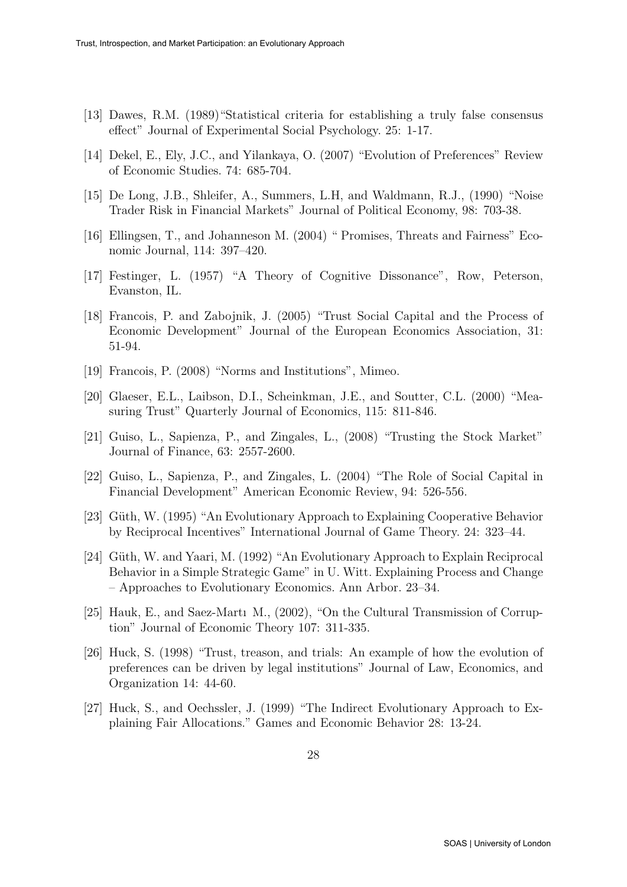[13] Dawes, R.M. (1989)"Statistical criteria for establishing a truly false consensus effect" Journal of Experimental Social Psychology. 25: 1-17.

[14] Dekel, E., Ely, J.C., and Yilankaya, O. (2007) "Evolution of Preferences" Review of Economic Studies. 74: 685-704.

[15] De Long, J.B., Shleifer, A., Summers, L.H, and Waldmann, R.J., (1990) "Noise Trader Risk in Financial Markets" Journal of Political Economy, 98: 703-38.

[16] Ellingsen, T., and Johanneson M. (2004) " Promises, Threats and Fairness" Economic Journal, 114: 397–420.

[17] Festinger, L. (1957) "A Theory of Cognitive Dissonance", Row, Peterson, Evanston, IL.

[18] Francois, P. and Zabojnik, J. (2005) "Trust Social Capital and the Process of Economic Development" Journal of the European Economics Association, 31: 51-94.

[19] Francois, P. (2008) "Norms and Institutions", Mimeo.

[20] Glaeser, E.L., Laibson, D.I., Scheinkman, J.E., and Soutter, C.L. (2000) "Measuring Trust" Quarterly Journal of Economics, 115: 811-846.

[21] Guiso, L., Sapienza, P., and Zingales, L., (2008) "Trusting the Stock Market" Journal of Finance, 63: 2557-2600.

[22] Guiso, L., Sapienza, P., and Zingales, L. (2004) "The Role of Social Capital in Financial Development" American Economic Review, 94: 526-556.

[23] Güth, W. (1995) "An Evolutionary Approach to Explaining Cooperative Behavior by Reciprocal Incentives" International Journal of Game Theory. 24: 323–44.

[24] Güth, W. and Yaari, M. (1992) "An Evolutionary Approach to Explain Reciprocal Behavior in a Simple Strategic Game" in U. Witt. Explaining Process and Change – Approaches to Evolutionary Economics. Ann Arbor. 23–34.

[25] Hauk, E., and Saez-Martı M., (2002), "On the Cultural Transmission of Corruption" Journal of Economic Theory 107: 311-335.

[26] Huck, S. (1998) "Trust, treason, and trials: An example of how the evolution of preferences can be driven by legal institutions" Journal of Law, Economics, and Organization 14: 44-60.

[27] Huck, S., and Oechssler, J. (1999) "The Indirect Evolutionary Approach to Explaining Fair Allocations." Games and Economic Behavior 28: 13-24.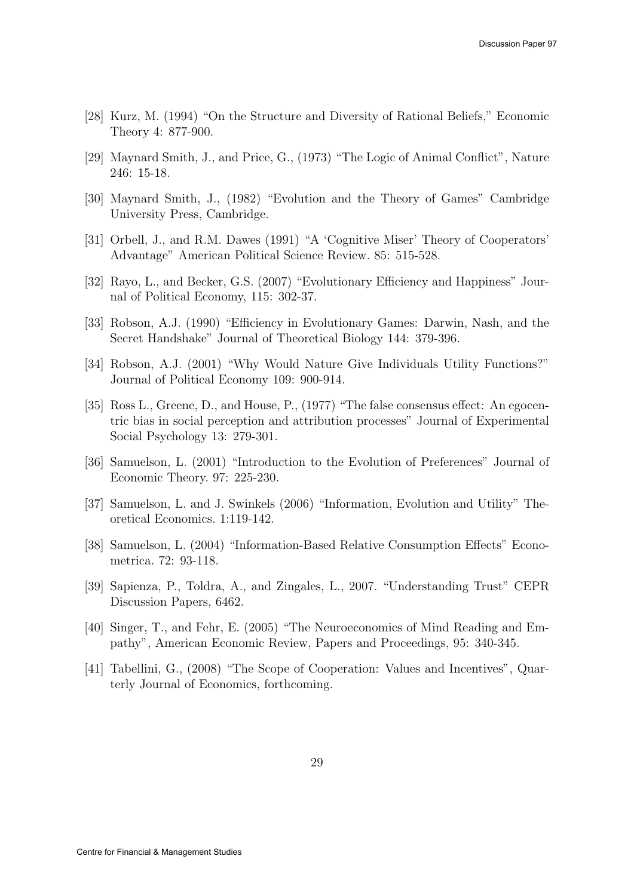[28] Kurz, M. (1994) "On the Structure and Diversity of Rational Beliefs," Economic Theory 4: 877-900.

[29] Maynard Smith, J., and Price, G., (1973) "The Logic of Animal Conflict", Nature 246: 15-18.

[30] Maynard Smith, J., (1982) "Evolution and the Theory of Games" Cambridge University Press, Cambridge.

[31] Orbell, J., and R.M. Dawes (1991) "A 'Cognitive Miser' Theory of Cooperators' Advantage" American Political Science Review. 85: 515-528.

[32] Rayo, L., and Becker, G.S. (2007) "Evolutionary Efficiency and Happiness" Journal of Political Economy, 115: 302-37.

[33] Robson, A.J. (1990) "Efficiency in Evolutionary Games: Darwin, Nash, and the Secret Handshake" Journal of Theoretical Biology 144: 379-396.

[34] Robson, A.J. (2001) "Why Would Nature Give Individuals Utility Functions?" Journal of Political Economy 109: 900-914.

[35] Ross L., Greene, D., and House, P., (1977) "The false consensus effect: An egocentric bias in social perception and attribution processes" Journal of Experimental Social Psychology 13: 279-301.

[36] Samuelson, L. (2001) "Introduction to the Evolution of Preferences" Journal of Economic Theory. 97: 225-230.

[37] Samuelson, L. and J. Swinkels (2006) "Information, Evolution and Utility" Theoretical Economics. 1:119-142.

[38] Samuelson, L. (2004) "Information-Based Relative Consumption Effects" Econometrica. 72: 93-118.

[39] Sapienza, P., Toldra, A., and Zingales, L., 2007. "Understanding Trust" CEPR Discussion Papers, 6462.

[40] Singer, T., and Fehr, E. (2005) "The Neuroeconomics of Mind Reading and Empathy", American Economic Review, Papers and Proceedings, 95: 340-345.

[41] Tabellini, G., (2008) "The Scope of Cooperation: Values and Incentives", Quarterly Journal of Economics, forthcoming.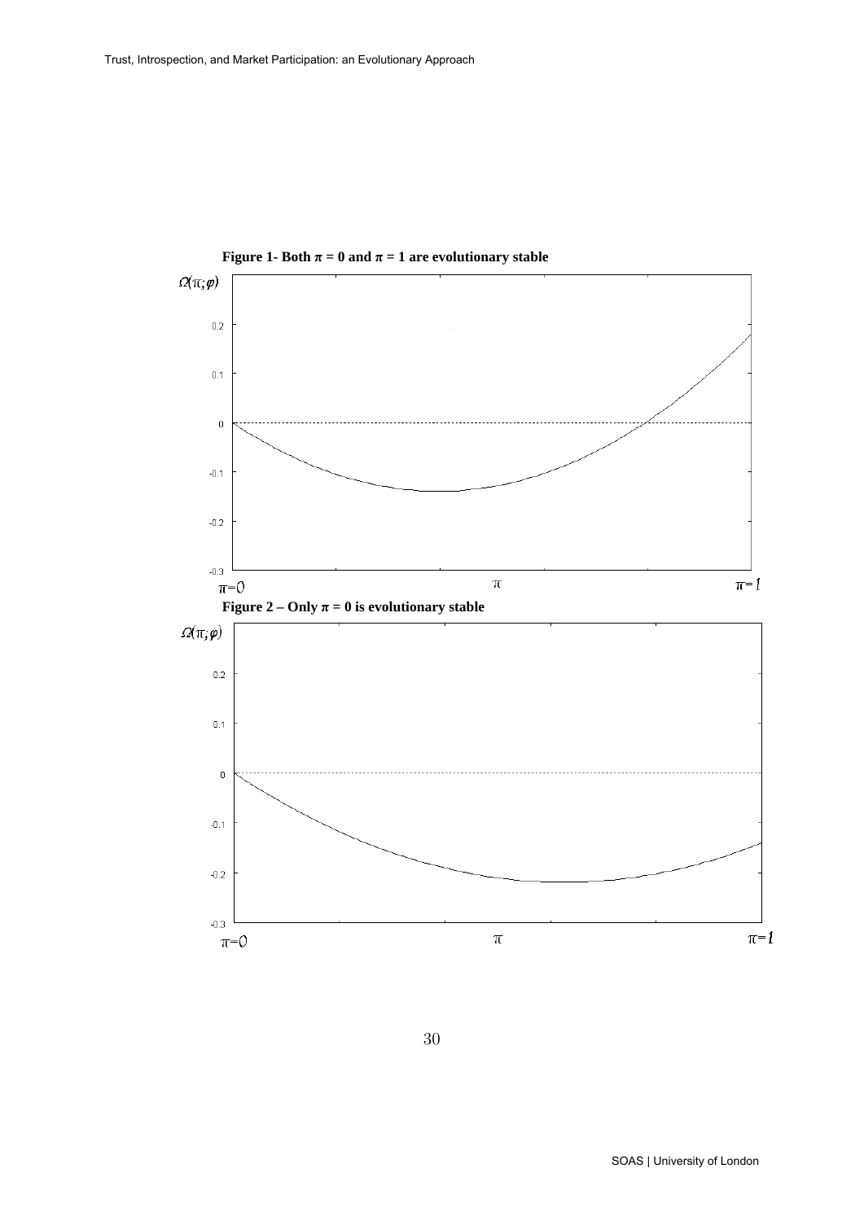**Figure 1- Both $\pi = 0$ and $\pi = 1$ are evolutionary stable**

**Figure 2 – Only $\pi = 0$ is evolutionary stable**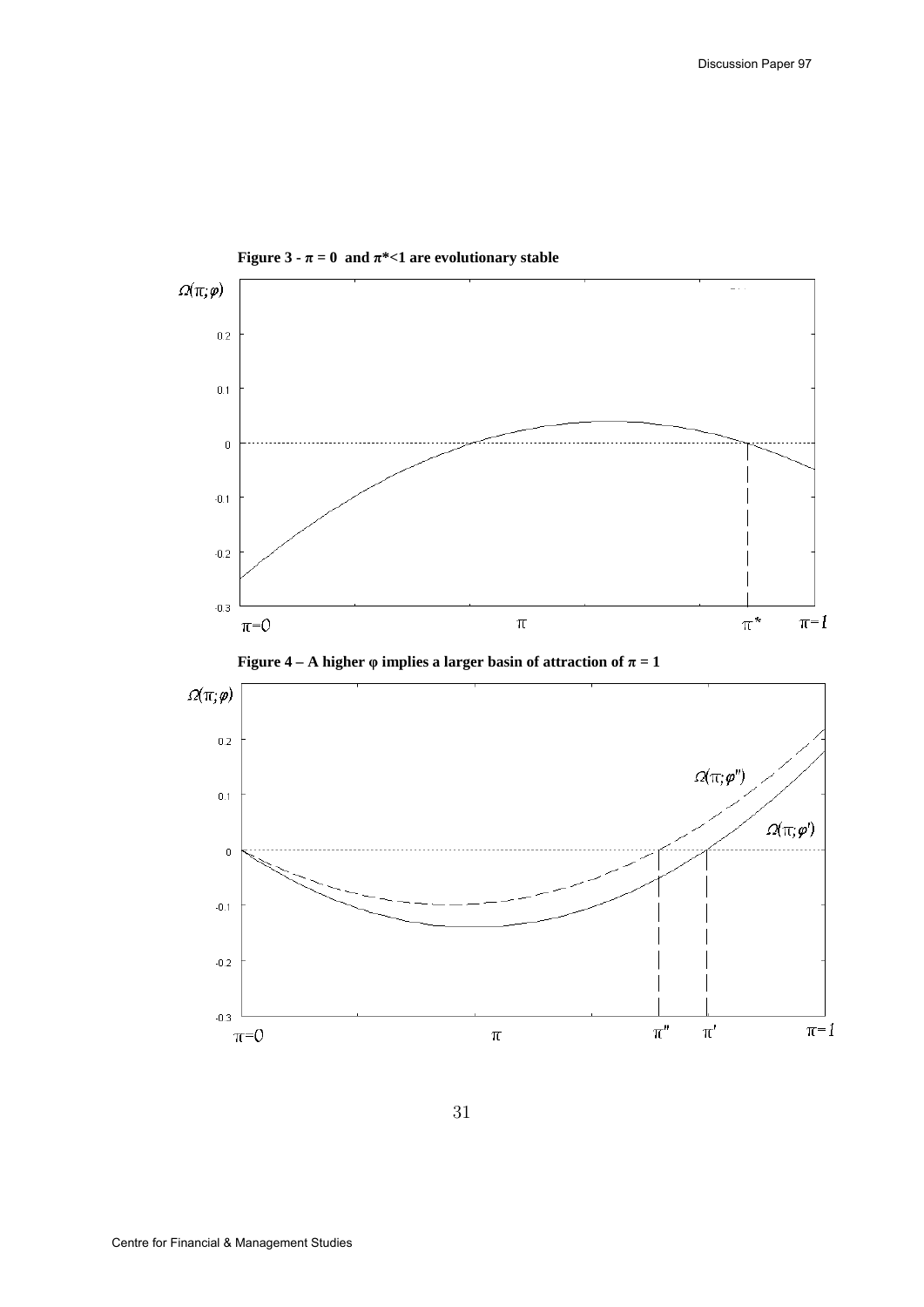**Figure 3 - $\pi = 0$ and $\pi^{*}<1$ are evolutionary stable**

**Figure 4 – A higher φ implies a larger basin of attraction of $\pi = 1$**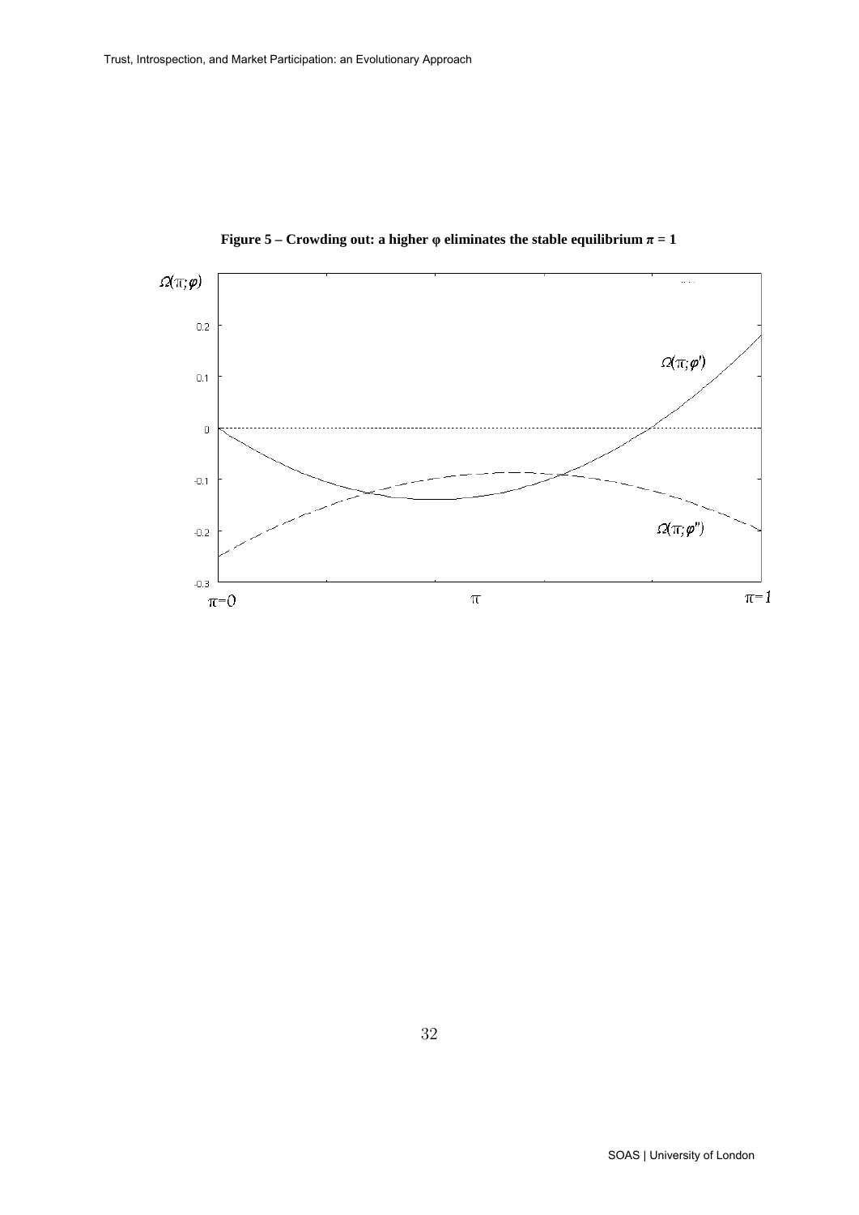**Figure 5 – Crowding out: a higher φ eliminates the stable equilibrium $\pi = 1$**

$\Omega(\pi;\varphi)$

0.2

0.1

0

-0.1

-0.2

-0.3

$\Omega(\pi;\varphi')$

$\Omega(\pi;\varphi'')$

$\pi=0$

$\pi$

$\pi=1$